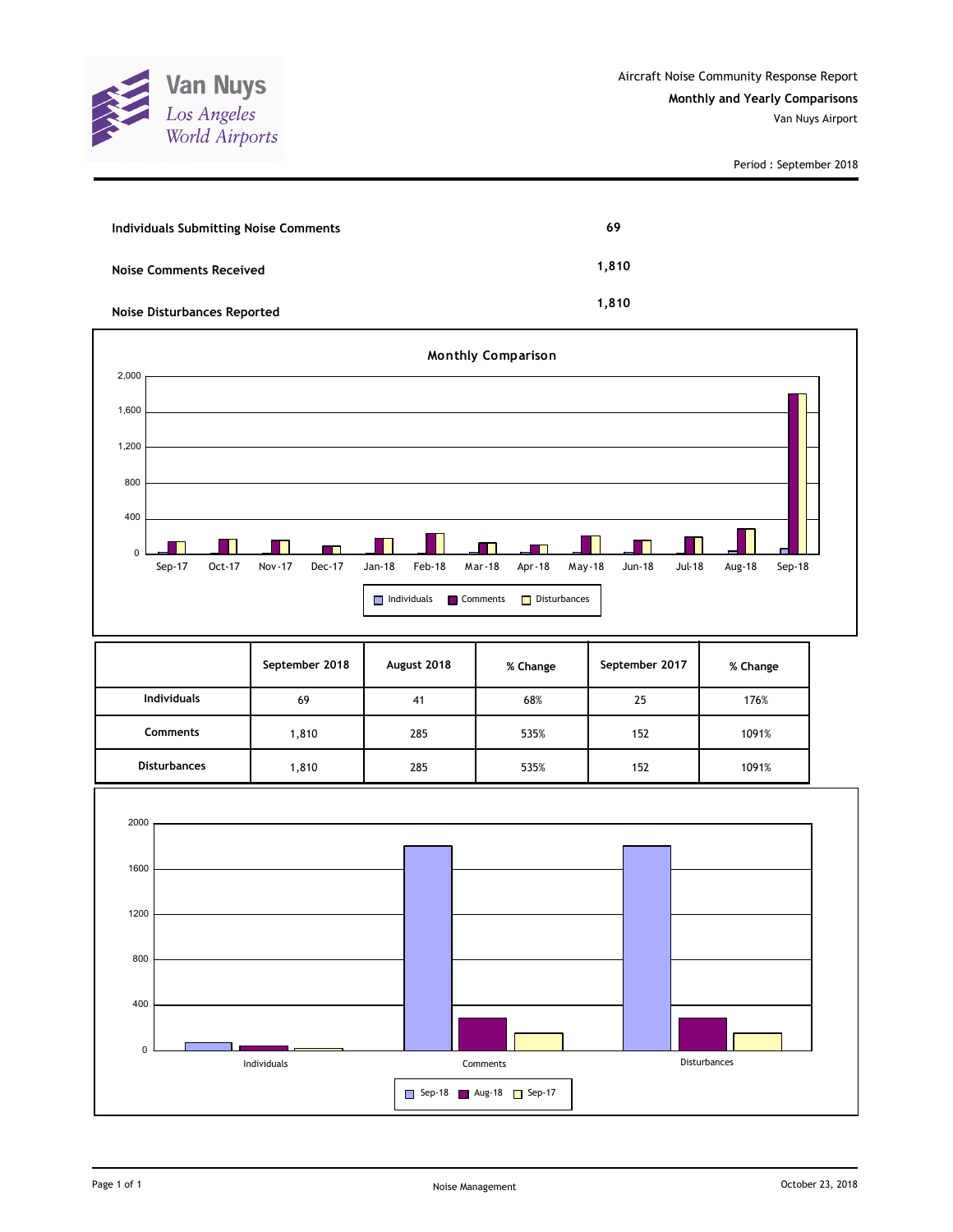Van Nuys
Los Angeles
World Airports

Aircraft Noise Community Response Report

**Monthly and Yearly Comparisons**

Van Nuys Airport

Period : September 2018

| | |
|---|---|
| **Individuals Submitting Noise Comments** | **69** |
| **Noise Comments Received** | **1,810** |
| **Noise Disturbances Reported** | **1,810** |

**Monthly Comparison**

| | September 2018 | August 2018 | % Change | September 2017 | % Change |
|---|---|---|---|---|---|
| **Individuals** | 69 | 41 | 68% | 25 | 176% |
| **Comments** | 1,810 | 285 | 535% | 152 | 1091% |
| **Disturbances** | 1,810 | 285 | 535% | 152 | 1091% |

Noise Management

October 23, 2018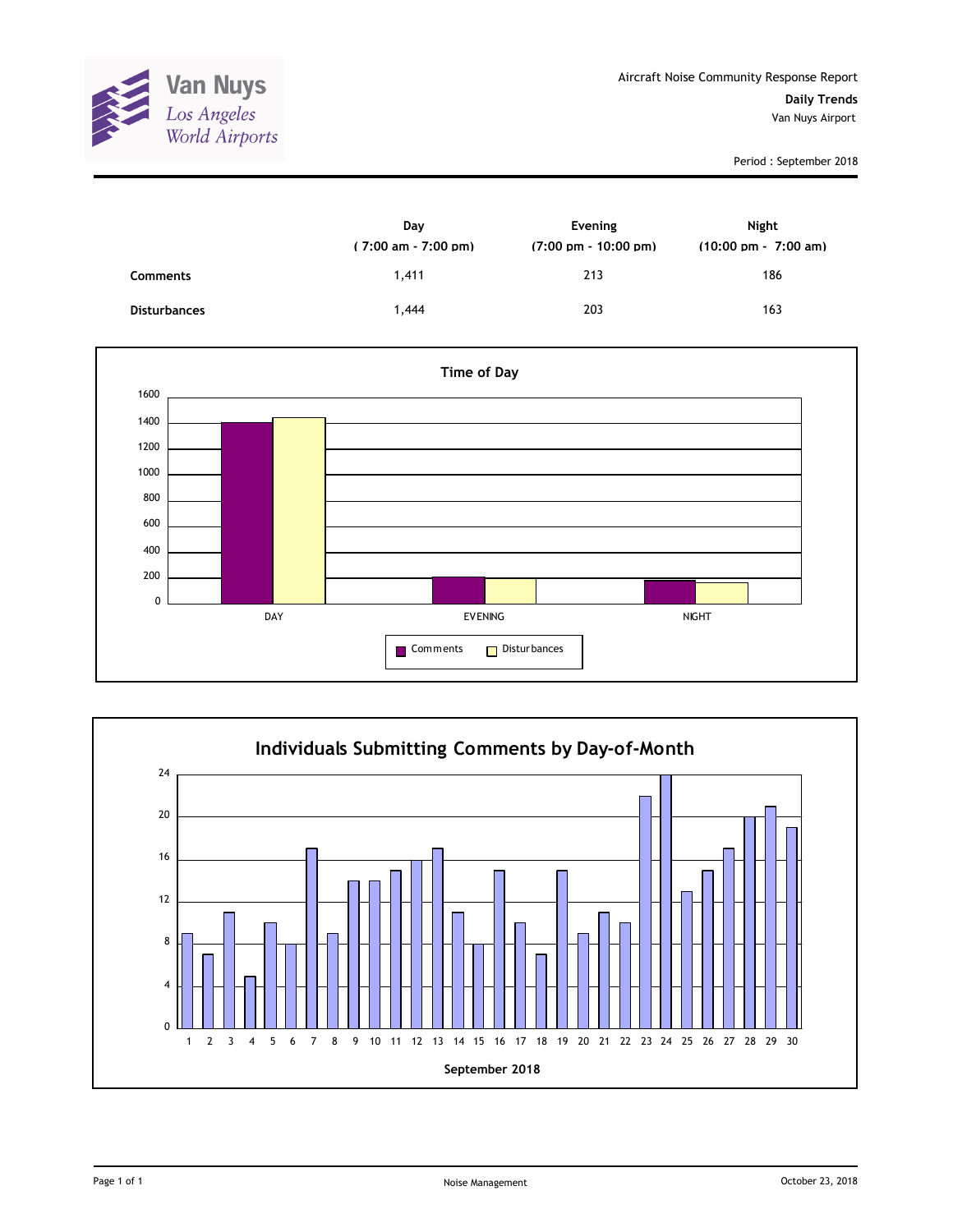Van Nuys
*Los Angeles World Airports*

Aircraft Noise Community Response Report

**Daily Trends**

Van Nuys Airport

Period : September 2018

| | Day ( 7:00 am - 7:00 pm) | Evening (7:00 pm - 10:00 pm) | Night (10:00 pm - 7:00 am) |
|---|---|---|---|
| **Comments** | 1,411 | 213 | 186 |
| **Disturbances** | 1,444 | 203 | 163 |

**Time of Day**

**Individuals Submitting Comments by Day-of-Month**

**September 2018**

Noise Management

October 23, 2018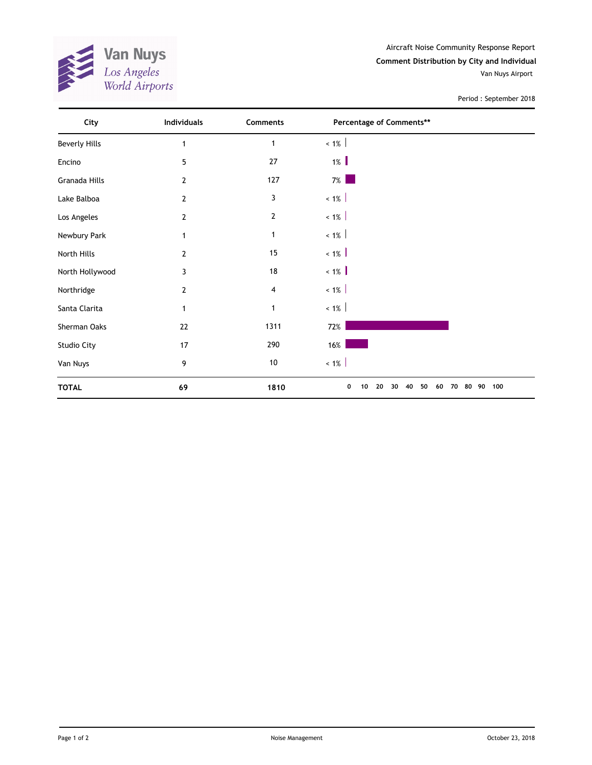Van Nuys
Los Angeles
World Airports

Aircraft Noise Community Response Report

**Comment Distribution by City and Individual**

Van Nuys Airport

Period : September 2018

| City | Individuals | Comments | Percentage of Comments** |
|---|---|---|---|
| Beverly Hills | 1 | 1 | < 1% |
| Encino | 5 | 27 | 1% |
| Granada Hills | 2 | 127 | 7% |
| Lake Balboa | 2 | 3 | < 1% |
| Los Angeles | 2 | 2 | < 1% |
| Newbury Park | 1 | 1 | < 1% |
| North Hills | 2 | 15 | < 1% |
| North Hollywood | 3 | 18 | < 1% |
| Northridge | 2 | 4 | < 1% |
| Santa Clarita | 1 | 1 | < 1% |
| Sherman Oaks | 22 | 1311 | 72% |
| Studio City | 17 | 290 | 16% |
| Van Nuys | 9 | 10 | < 1% |
| **TOTAL** | **69** | **1810** | 0 10 20 30 40 50 60 70 80 90 100 |

Noise Management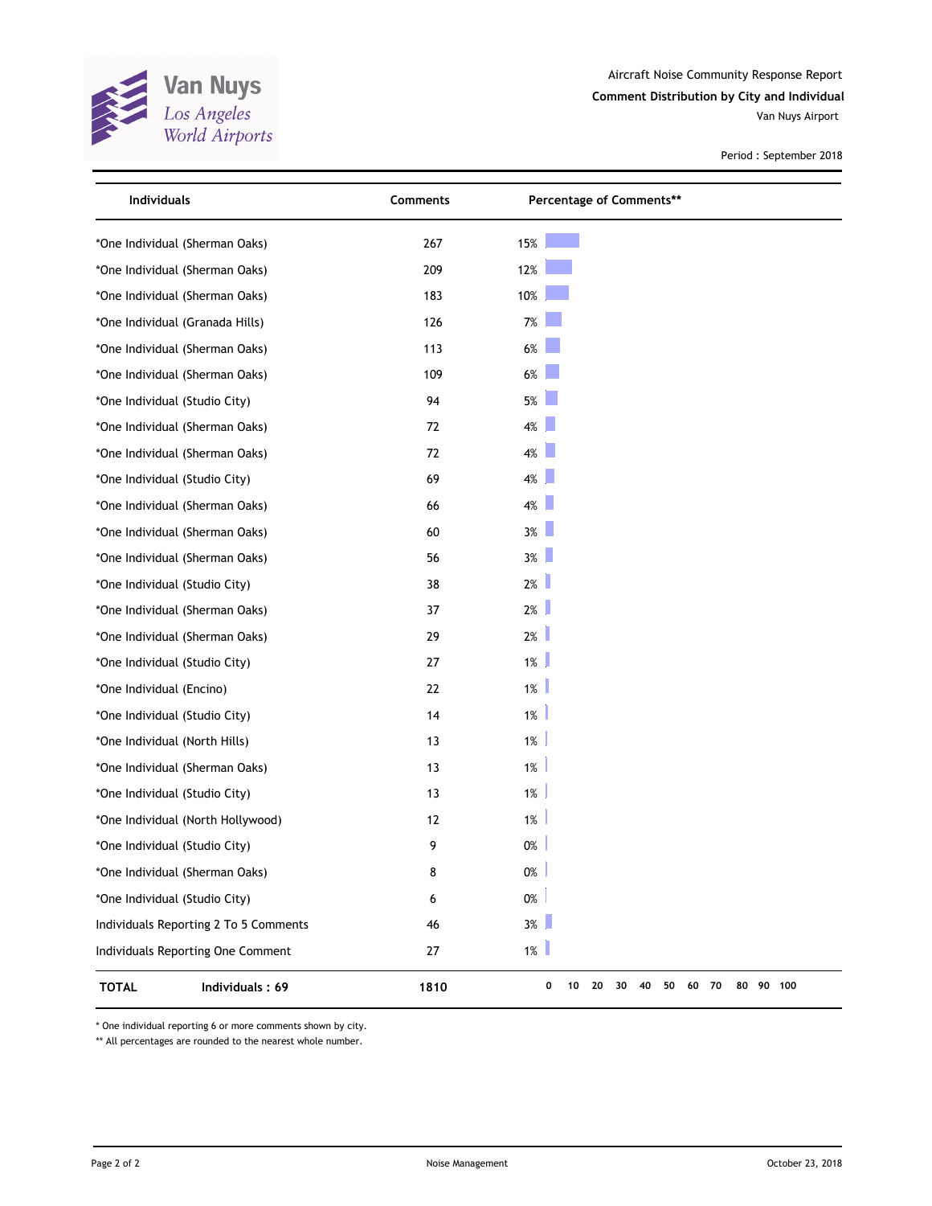Van Nuys
Los Angeles World Airports

Aircraft Noise Community Response Report

**Comment Distribution by City and Individual**

Van Nuys Airport

Period : September 2018

| Individuals | Comments | Percentage of Comments** |
|---|---|---|
| *One Individual (Sherman Oaks) | 267 | 15% |
| *One Individual (Sherman Oaks) | 209 | 12% |
| *One Individual (Sherman Oaks) | 183 | 10% |
| *One Individual (Granada Hills) | 126 | 7% |
| *One Individual (Sherman Oaks) | 113 | 6% |
| *One Individual (Sherman Oaks) | 109 | 6% |
| *One Individual (Studio City) | 94 | 5% |
| *One Individual (Sherman Oaks) | 72 | 4% |
| *One Individual (Sherman Oaks) | 72 | 4% |
| *One Individual (Studio City) | 69 | 4% |
| *One Individual (Sherman Oaks) | 66 | 4% |
| *One Individual (Sherman Oaks) | 60 | 3% |
| *One Individual (Sherman Oaks) | 56 | 3% |
| *One Individual (Studio City) | 38 | 2% |
| *One Individual (Sherman Oaks) | 37 | 2% |
| *One Individual (Sherman Oaks) | 29 | 2% |
| *One Individual (Studio City) | 27 | 1% |
| *One Individual (Encino) | 22 | 1% |
| *One Individual (Studio City) | 14 | 1% |
| *One Individual (North Hills) | 13 | 1% |
| *One Individual (Sherman Oaks) | 13 | 1% |
| *One Individual (Studio City) | 13 | 1% |
| *One Individual (North Hollywood) | 12 | 1% |
| *One Individual (Studio City) | 9 | 0% |
| *One Individual (Sherman Oaks) | 8 | 0% |
| *One Individual (Studio City) | 6 | 0% |
| Individuals Reporting 2 To 5 Comments | 46 | 3% |
| Individuals Reporting One Comment | 27 | 1% |
| **TOTAL** — **Individuals : 69** | **1810** | 0 10 20 30 40 50 60 70 80 90 100 |

\* One individual reporting 6 or more comments shown by city.

** All percentages are rounded to the nearest whole number.

Noise Management

October 23, 2018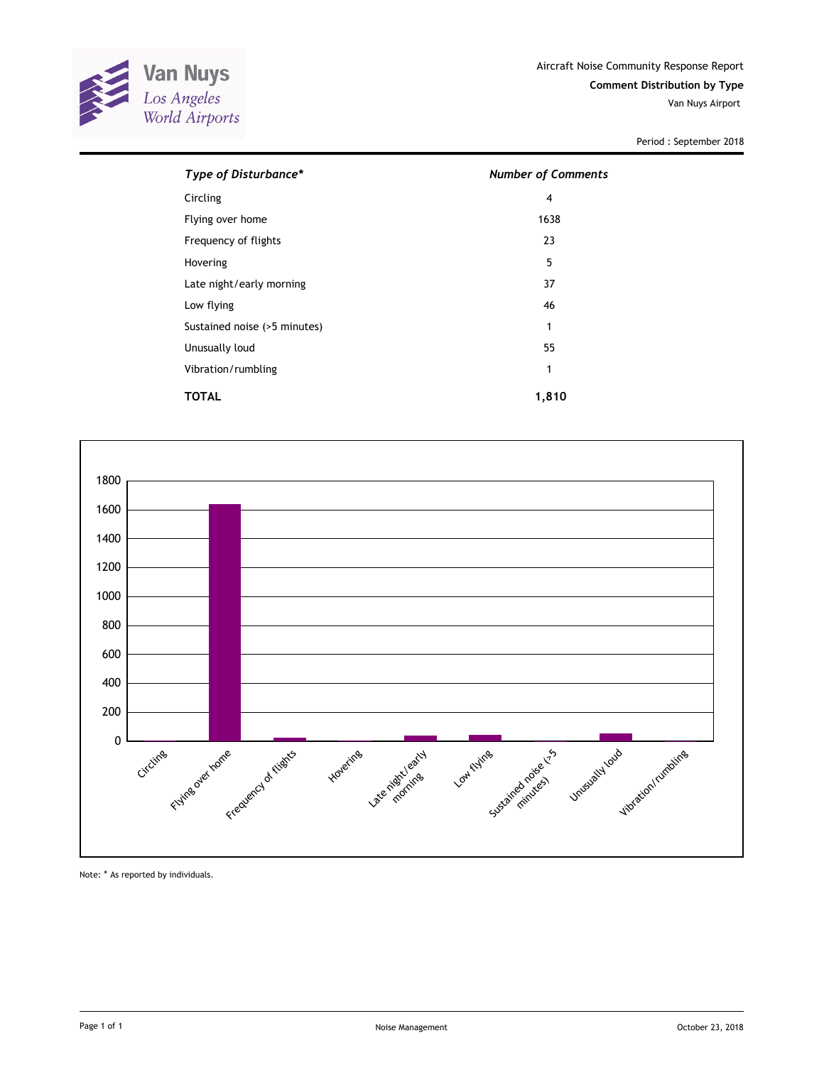Van Nuys
Los Angeles
World Airports

Aircraft Noise Community Response Report

**Comment Distribution by Type**

Van Nuys Airport

Period : September 2018

| *Type of Disturbance** | *Number of Comments* |
|---|---|
| Circling | 4 |
| Flying over home | 1638 |
| Frequency of flights | 23 |
| Hovering | 5 |
| Late night/early morning | 37 |
| Low flying | 46 |
| Sustained noise (>5 minutes) | 1 |
| Unusually loud | 55 |
| Vibration/rumbling | 1 |
| **TOTAL** | **1,810** |

Note: * As reported by individuals.

Noise Management

October 23, 2018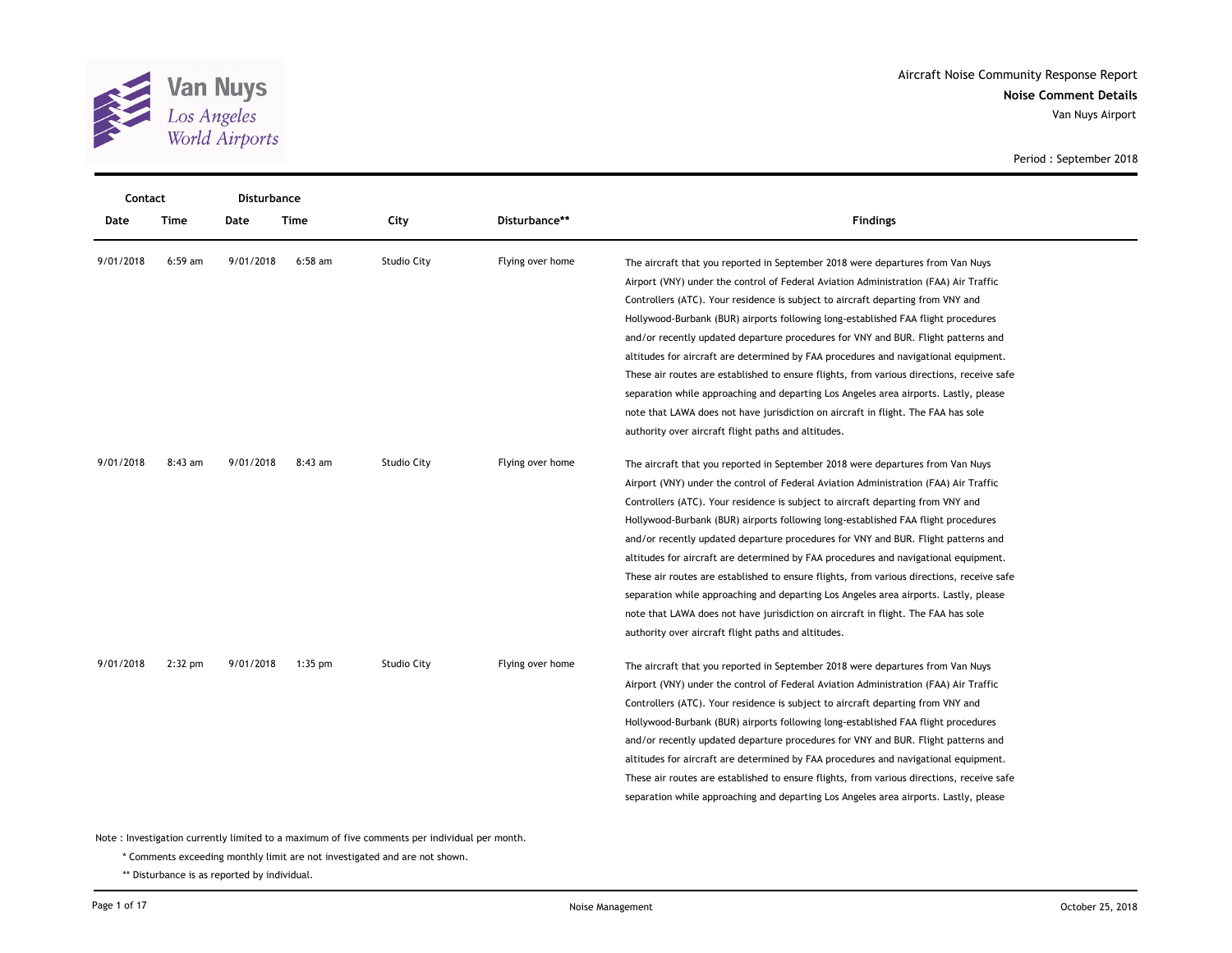Aircraft Noise Community Response Report

**Noise Comment Details**

Van Nuys Airport

Period : September 2018

| Contact Date | Contact Time | Disturbance Date | Disturbance Time | City | Disturbance** | Findings |
|---|---|---|---|---|---|---|
| 9/01/2018 | 6:59 am | 9/01/2018 | 6:58 am | Studio City | Flying over home | The aircraft that you reported in September 2018 were departures from Van Nuys Airport (VNY) under the control of Federal Aviation Administration (FAA) Air Traffic Controllers (ATC). Your residence is subject to aircraft departing from VNY and Hollywood-Burbank (BUR) airports following long-established FAA flight procedures and/or recently updated departure procedures for VNY and BUR. Flight patterns and altitudes for aircraft are determined by FAA procedures and navigational equipment. These air routes are established to ensure flights, from various directions, receive safe separation while approaching and departing Los Angeles area airports. Lastly, please note that LAWA does not have jurisdiction on aircraft in flight. The FAA has sole authority over aircraft flight paths and altitudes. |
| 9/01/2018 | 8:43 am | 9/01/2018 | 8:43 am | Studio City | Flying over home | The aircraft that you reported in September 2018 were departures from Van Nuys Airport (VNY) under the control of Federal Aviation Administration (FAA) Air Traffic Controllers (ATC). Your residence is subject to aircraft departing from VNY and Hollywood-Burbank (BUR) airports following long-established FAA flight procedures and/or recently updated departure procedures for VNY and BUR. Flight patterns and altitudes for aircraft are determined by FAA procedures and navigational equipment. These air routes are established to ensure flights, from various directions, receive safe separation while approaching and departing Los Angeles area airports. Lastly, please note that LAWA does not have jurisdiction on aircraft in flight. The FAA has sole authority over aircraft flight paths and altitudes. |
| 9/01/2018 | 2:32 pm | 9/01/2018 | 1:35 pm | Studio City | Flying over home | The aircraft that you reported in September 2018 were departures from Van Nuys Airport (VNY) under the control of Federal Aviation Administration (FAA) Air Traffic Controllers (ATC). Your residence is subject to aircraft departing from VNY and Hollywood-Burbank (BUR) airports following long-established FAA flight procedures and/or recently updated departure procedures for VNY and BUR. Flight patterns and altitudes for aircraft are determined by FAA procedures and navigational equipment. These air routes are established to ensure flights, from various directions, receive safe separation while approaching and departing Los Angeles area airports. Lastly, please |

Note : Investigation currently limited to a maximum of five comments per individual per month.

\* Comments exceeding monthly limit are not investigated and are not shown.

** Disturbance is as reported by individual.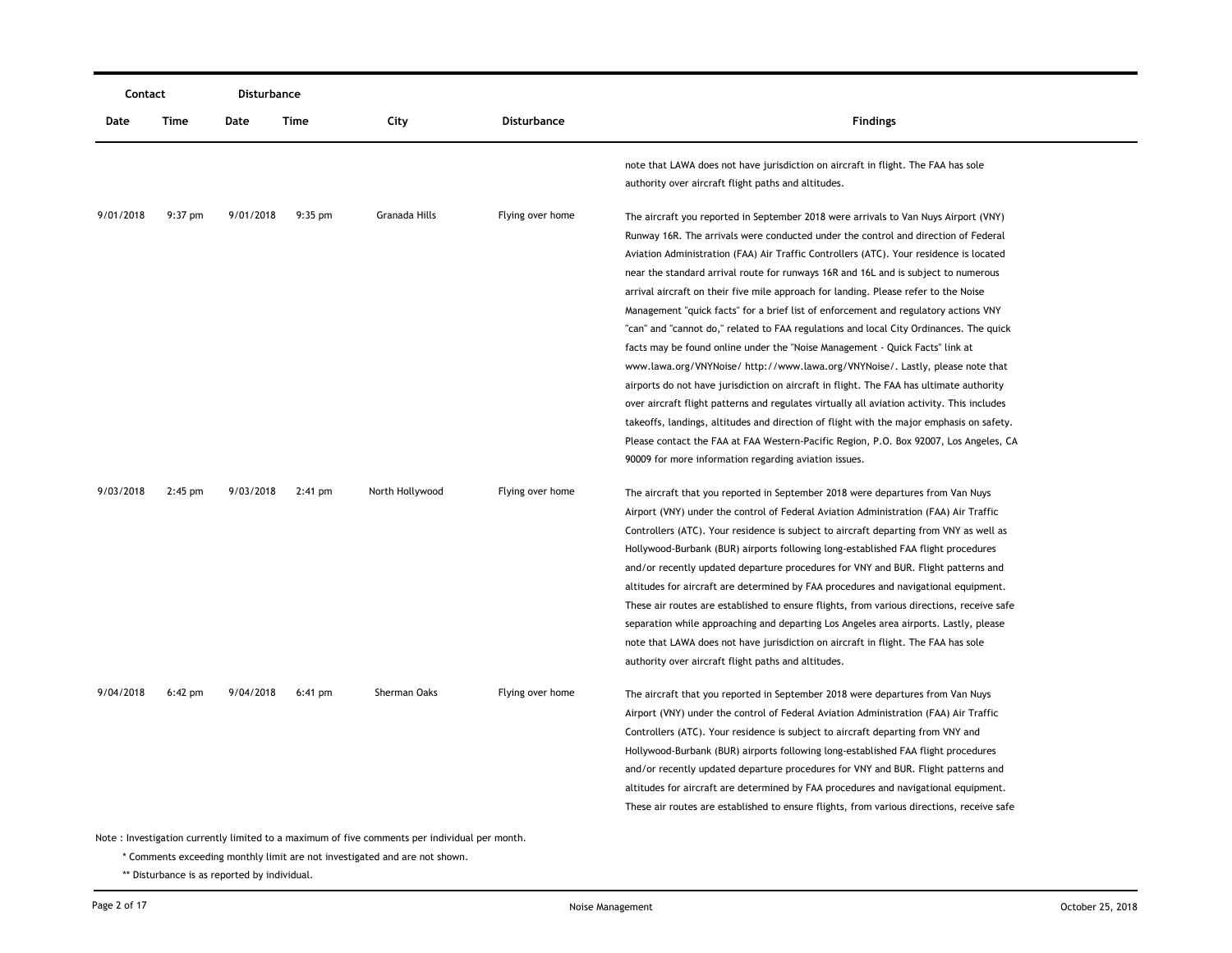| Contact | | Disturbance | | | | |
|---|---|---|---|---|---|---|
| Date | Time | Date | Time | City | Disturbance | Findings |
| | | | | | | note that LAWA does not have jurisdiction on aircraft in flight. The FAA has sole authority over aircraft flight paths and altitudes. |
| 9/01/2018 | 9:37 pm | 9/01/2018 | 9:35 pm | Granada Hills | Flying over home | The aircraft you reported in September 2018 were arrivals to Van Nuys Airport (VNY) Runway 16R. The arrivals were conducted under the control and direction of Federal Aviation Administration (FAA) Air Traffic Controllers (ATC). Your residence is located near the standard arrival route for runways 16R and 16L and is subject to numerous arrival aircraft on their five mile approach for landing. Please refer to the Noise Management "quick facts" for a brief list of enforcement and regulatory actions VNY "can" and "cannot do," related to FAA regulations and local City Ordinances. The quick facts may be found online under the "Noise Management - Quick Facts" link at www.lawa.org/VNYNoise/ http://www.lawa.org/VNYNoise/. Lastly, please note that airports do not have jurisdiction on aircraft in flight. The FAA has ultimate authority over aircraft flight patterns and regulates virtually all aviation activity. This includes takeoffs, landings, altitudes and direction of flight with the major emphasis on safety. Please contact the FAA at FAA Western-Pacific Region, P.O. Box 92007, Los Angeles, CA 90009 for more information regarding aviation issues. |
| 9/03/2018 | 2:45 pm | 9/03/2018 | 2:41 pm | North Hollywood | Flying over home | The aircraft that you reported in September 2018 were departures from Van Nuys Airport (VNY) under the control of Federal Aviation Administration (FAA) Air Traffic Controllers (ATC). Your residence is subject to aircraft departing from VNY as well as Hollywood-Burbank (BUR) airports following long-established FAA flight procedures and/or recently updated departure procedures for VNY and BUR. Flight patterns and altitudes for aircraft are determined by FAA procedures and navigational equipment. These air routes are established to ensure flights, from various directions, receive safe separation while approaching and departing Los Angeles area airports. Lastly, please note that LAWA does not have jurisdiction on aircraft in flight. The FAA has sole authority over aircraft flight paths and altitudes. |
| 9/04/2018 | 6:42 pm | 9/04/2018 | 6:41 pm | Sherman Oaks | Flying over home | The aircraft that you reported in September 2018 were departures from Van Nuys Airport (VNY) under the control of Federal Aviation Administration (FAA) Air Traffic Controllers (ATC). Your residence is subject to aircraft departing from VNY and Hollywood-Burbank (BUR) airports following long-established FAA flight procedures and/or recently updated departure procedures for VNY and BUR. Flight patterns and altitudes for aircraft are determined by FAA procedures and navigational equipment. These air routes are established to ensure flights, from various directions, receive safe |

Note : Investigation currently limited to a maximum of five comments per individual per month.

\* Comments exceeding monthly limit are not investigated and are not shown.

\*\* Disturbance is as reported by individual.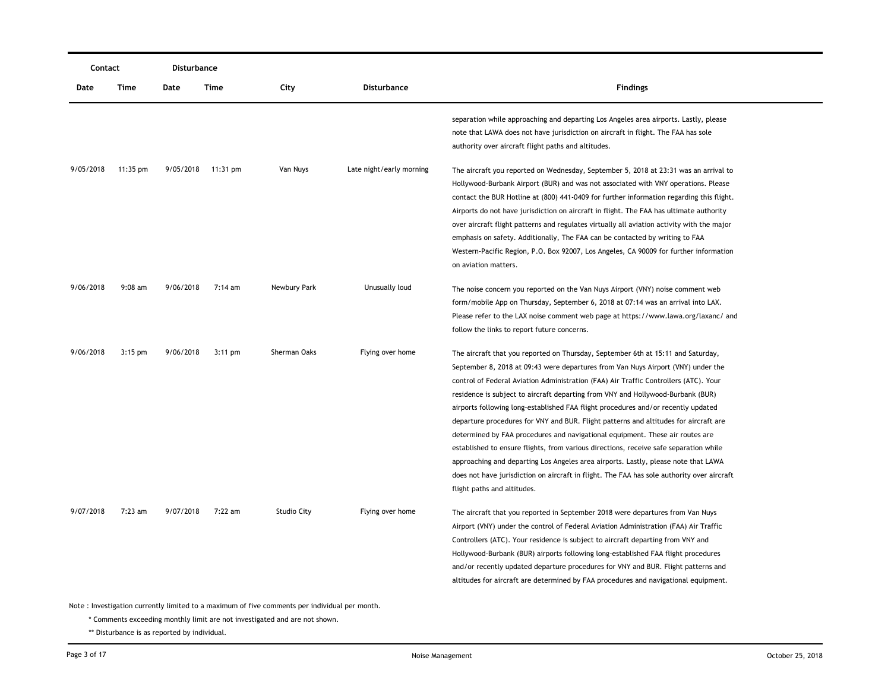| Contact | | Disturbance | | | | |
|---|---|---|---|---|---|---|
| Date | Time | Date | Time | City | Disturbance | Findings |
| | | | | | | separation while approaching and departing Los Angeles area airports. Lastly, please note that LAWA does not have jurisdiction on aircraft in flight. The FAA has sole authority over aircraft flight paths and altitudes. |
| 9/05/2018 | 11:35 pm | 9/05/2018 | 11:31 pm | Van Nuys | Late night/early morning | The aircraft you reported on Wednesday, September 5, 2018 at 23:31 was an arrival to Hollywood-Burbank Airport (BUR) and was not associated with VNY operations. Please contact the BUR Hotline at (800) 441-0409 for further information regarding this flight. Airports do not have jurisdiction on aircraft in flight. The FAA has ultimate authority over aircraft flight patterns and regulates virtually all aviation activity with the major emphasis on safety. Additionally, The FAA can be contacted by writing to FAA Western-Pacific Region, P.O. Box 92007, Los Angeles, CA 90009 for further information on aviation matters. |
| 9/06/2018 | 9:08 am | 9/06/2018 | 7:14 am | Newbury Park | Unusually loud | The noise concern you reported on the Van Nuys Airport (VNY) noise comment web form/mobile App on Thursday, September 6, 2018 at 07:14 was an arrival into LAX. Please refer to the LAX noise comment web page at https://www.lawa.org/laxanc/ and follow the links to report future concerns. |
| 9/06/2018 | 3:15 pm | 9/06/2018 | 3:11 pm | Sherman Oaks | Flying over home | The aircraft that you reported on Thursday, September 6th at 15:11 and Saturday, September 8, 2018 at 09:43 were departures from Van Nuys Airport (VNY) under the control of Federal Aviation Administration (FAA) Air Traffic Controllers (ATC). Your residence is subject to aircraft departing from VNY and Hollywood-Burbank (BUR) airports following long-established FAA flight procedures and/or recently updated departure procedures for VNY and BUR. Flight patterns and altitudes for aircraft are determined by FAA procedures and navigational equipment. These air routes are established to ensure flights, from various directions, receive safe separation while approaching and departing Los Angeles area airports. Lastly, please note that LAWA does not have jurisdiction on aircraft in flight. The FAA has sole authority over aircraft flight paths and altitudes. |
| 9/07/2018 | 7:23 am | 9/07/2018 | 7:22 am | Studio City | Flying over home | The aircraft that you reported in September 2018 were departures from Van Nuys Airport (VNY) under the control of Federal Aviation Administration (FAA) Air Traffic Controllers (ATC). Your residence is subject to aircraft departing from VNY and Hollywood-Burbank (BUR) airports following long-established FAA flight procedures and/or recently updated departure procedures for VNY and BUR. Flight patterns and altitudes for aircraft are determined by FAA procedures and navigational equipment. |

Note : Investigation currently limited to a maximum of five comments per individual per month.

\* Comments exceeding monthly limit are not investigated and are not shown.

\*\* Disturbance is as reported by individual.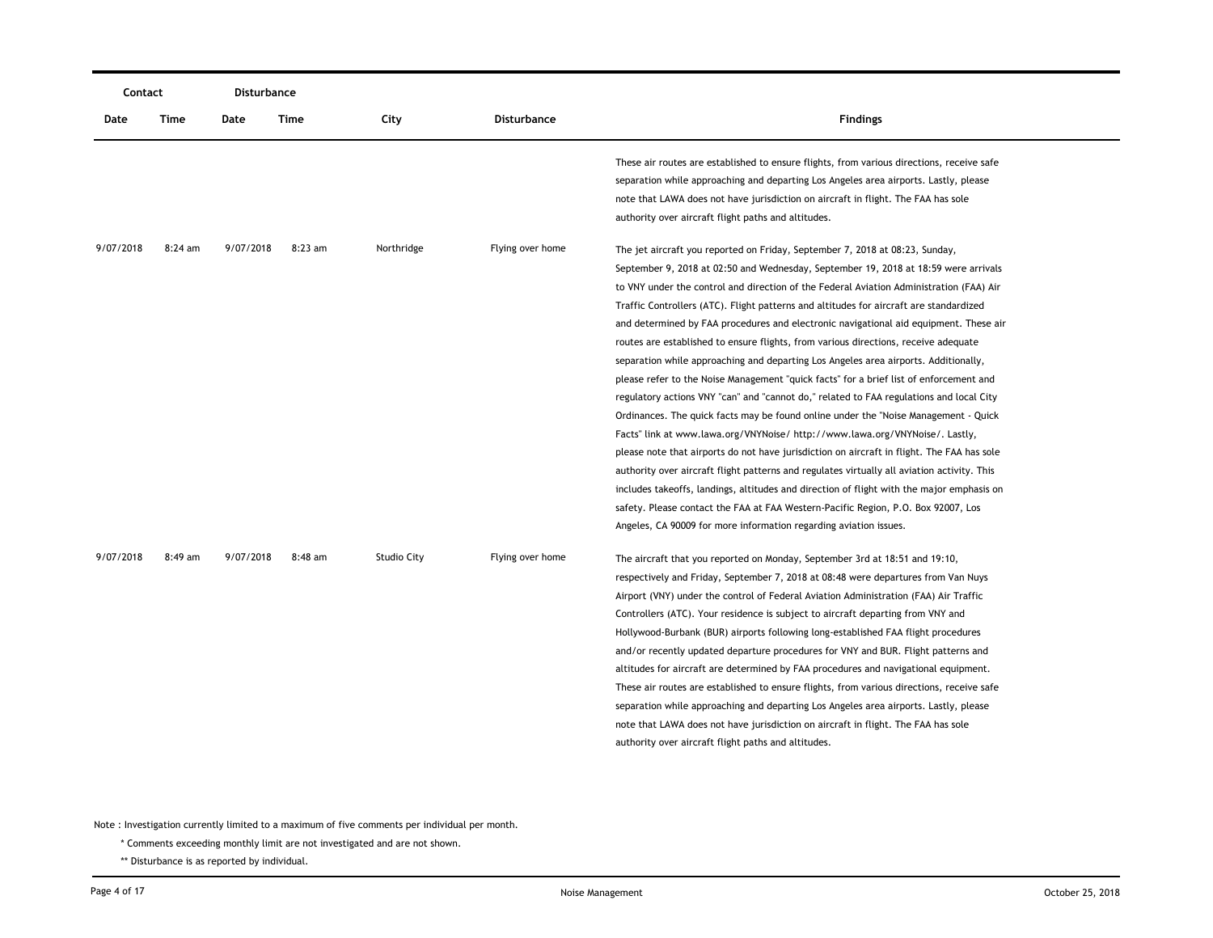| Contact | | Disturbance | | | | |
|---|---|---|---|---|---|---|
| Date | Time | Date | Time | City | Disturbance | Findings |
| | | | | | | These air routes are established to ensure flights, from various directions, receive safe separation while approaching and departing Los Angeles area airports. Lastly, please note that LAWA does not have jurisdiction on aircraft in flight. The FAA has sole authority over aircraft flight paths and altitudes. |
| 9/07/2018 | 8:24 am | 9/07/2018 | 8:23 am | Northridge | Flying over home | The jet aircraft you reported on Friday, September 7, 2018 at 08:23, Sunday, September 9, 2018 at 02:50 and Wednesday, September 19, 2018 at 18:59 were arrivals to VNY under the control and direction of the Federal Aviation Administration (FAA) Air Traffic Controllers (ATC). Flight patterns and altitudes for aircraft are standardized and determined by FAA procedures and electronic navigational aid equipment. These air routes are established to ensure flights, from various directions, receive adequate separation while approaching and departing Los Angeles area airports. Additionally, please refer to the Noise Management "quick facts" for a brief list of enforcement and regulatory actions VNY "can" and "cannot do," related to FAA regulations and local City Ordinances. The quick facts may be found online under the "Noise Management - Quick Facts" link at www.lawa.org/VNYNoise/ http://www.lawa.org/VNYNoise/. Lastly, please note that airports do not have jurisdiction on aircraft in flight. The FAA has sole authority over aircraft flight patterns and regulates virtually all aviation activity. This includes takeoffs, landings, altitudes and direction of flight with the major emphasis on safety. Please contact the FAA at FAA Western-Pacific Region, P.O. Box 92007, Los Angeles, CA 90009 for more information regarding aviation issues. |
| 9/07/2018 | 8:49 am | 9/07/2018 | 8:48 am | Studio City | Flying over home | The aircraft that you reported on Monday, September 3rd at 18:51 and 19:10, respectively and Friday, September 7, 2018 at 08:48 were departures from Van Nuys Airport (VNY) under the control of Federal Aviation Administration (FAA) Air Traffic Controllers (ATC). Your residence is subject to aircraft departing from VNY and Hollywood-Burbank (BUR) airports following long-established FAA flight procedures and/or recently updated departure procedures for VNY and BUR. Flight patterns and altitudes for aircraft are determined by FAA procedures and navigational equipment. These air routes are established to ensure flights, from various directions, receive safe separation while approaching and departing Los Angeles area airports. Lastly, please note that LAWA does not have jurisdiction on aircraft in flight. The FAA has sole authority over aircraft flight paths and altitudes. |

Note : Investigation currently limited to a maximum of five comments per individual per month.

\* Comments exceeding monthly limit are not investigated and are not shown.

\*\* Disturbance is as reported by individual.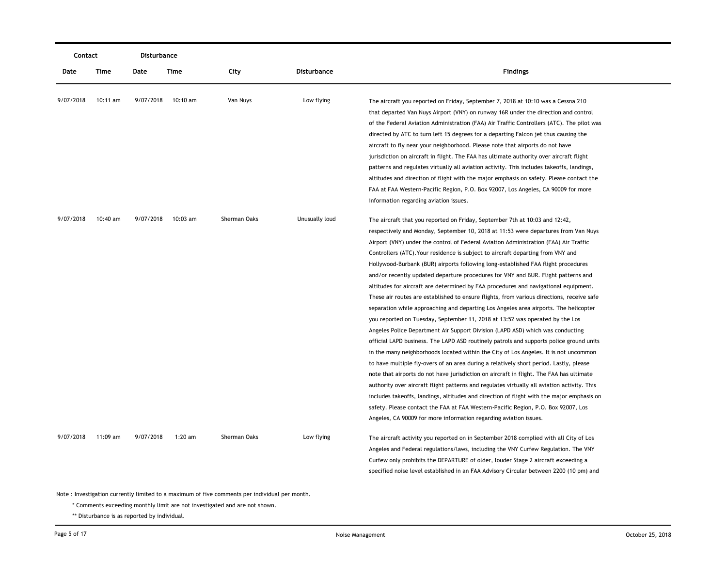| Contact | | Disturbance | | | | |
|---|---|---|---|---|---|---|
| Date | Time | Date | Time | City | Disturbance | Findings |
| 9/07/2018 | 10:11 am | 9/07/2018 | 10:10 am | Van Nuys | Low flying | The aircraft you reported on Friday, September 7, 2018 at 10:10 was a Cessna 210 that departed Van Nuys Airport (VNY) on runway 16R under the direction and control of the Federal Aviation Administration (FAA) Air Traffic Controllers (ATC). The pilot was directed by ATC to turn left 15 degrees for a departing Falcon jet thus causing the aircraft to fly near your neighborhood. Please note that airports do not have jurisdiction on aircraft in flight. The FAA has ultimate authority over aircraft flight patterns and regulates virtually all aviation activity. This includes takeoffs, landings, altitudes and direction of flight with the major emphasis on safety. Please contact the FAA at FAA Western-Pacific Region, P.O. Box 92007, Los Angeles, CA 90009 for more information regarding aviation issues. |
| 9/07/2018 | 10:40 am | 9/07/2018 | 10:03 am | Sherman Oaks | Unusually loud | The aircraft that you reported on Friday, September 7th at 10:03 and 12:42, respectively and Monday, September 10, 2018 at 11:53 were departures from Van Nuys Airport (VNY) under the control of Federal Aviation Administration (FAA) Air Traffic Controllers (ATC).Your residence is subject to aircraft departing from VNY and Hollywood-Burbank (BUR) airports following long-established FAA flight procedures and/or recently updated departure procedures for VNY and BUR. Flight patterns and altitudes for aircraft are determined by FAA procedures and navigational equipment. These air routes are established to ensure flights, from various directions, receive safe separation while approaching and departing Los Angeles area airports. The helicopter you reported on Tuesday, September 11, 2018 at 13:52 was operated by the Los Angeles Police Department Air Support Division (LAPD ASD) which was conducting official LAPD business. The LAPD ASD routinely patrols and supports police ground units in the many neighborhoods located within the City of Los Angeles. It is not uncommon to have multiple fly-overs of an area during a relatively short period. Lastly, please note that airports do not have jurisdiction on aircraft in flight. The FAA has ultimate authority over aircraft flight patterns and regulates virtually all aviation activity. This includes takeoffs, landings, altitudes and direction of flight with the major emphasis on safety. Please contact the FAA at FAA Western-Pacific Region, P.O. Box 92007, Los Angeles, CA 90009 for more information regarding aviation issues. |
| 9/07/2018 | 11:09 am | 9/07/2018 | 1:20 am | Sherman Oaks | Low flying | The aircraft activity you reported on in September 2018 complied with all City of Los Angeles and Federal regulations/laws, including the VNY Curfew Regulation. The VNY Curfew only prohibits the DEPARTURE of older, louder Stage 2 aircraft exceeding a specified noise level established in an FAA Advisory Circular between 2200 (10 pm) and |

Note : Investigation currently limited to a maximum of five comments per individual per month.

\* Comments exceeding monthly limit are not investigated and are not shown.

\*\* Disturbance is as reported by individual.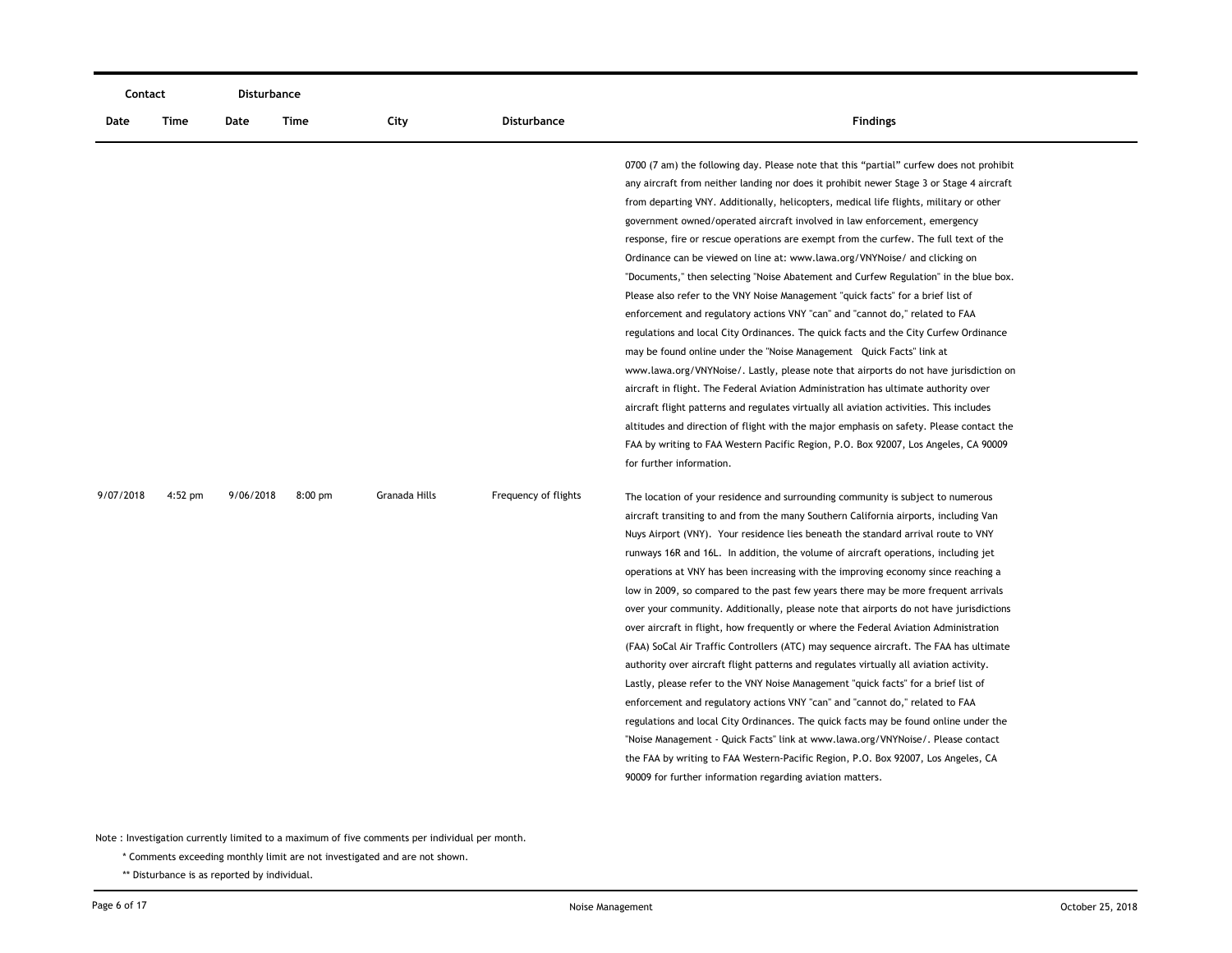| Contact | | Disturbance | | | | |
|---|---|---|---|---|---|---|
| Date | Time | Date | Time | City | Disturbance | Findings |
| | | | | | | 0700 (7 am) the following day. Please note that this "partial" curfew does not prohibit any aircraft from neither landing nor does it prohibit newer Stage 3 or Stage 4 aircraft from departing VNY. Additionally, helicopters, medical life flights, military or other government owned/operated aircraft involved in law enforcement, emergency response, fire or rescue operations are exempt from the curfew. The full text of the Ordinance can be viewed on line at: www.lawa.org/VNYNoise/ and clicking on "Documents," then selecting "Noise Abatement and Curfew Regulation" in the blue box. Please also refer to the VNY Noise Management "quick facts" for a brief list of enforcement and regulatory actions VNY "can" and "cannot do," related to FAA regulations and local City Ordinances. The quick facts and the City Curfew Ordinance may be found online under the "Noise Management Quick Facts" link at www.lawa.org/VNYNoise/. Lastly, please note that airports do not have jurisdiction on aircraft in flight. The Federal Aviation Administration has ultimate authority over aircraft flight patterns and regulates virtually all aviation activities. This includes altitudes and direction of flight with the major emphasis on safety. Please contact the FAA by writing to FAA Western Pacific Region, P.O. Box 92007, Los Angeles, CA 90009 for further information. |
| 9/07/2018 | 4:52 pm | 9/06/2018 | 8:00 pm | Granada Hills | Frequency of flights | The location of your residence and surrounding community is subject to numerous aircraft transiting to and from the many Southern California airports, including Van Nuys Airport (VNY). Your residence lies beneath the standard arrival route to VNY runways 16R and 16L. In addition, the volume of aircraft operations, including jet operations at VNY has been increasing with the improving economy since reaching a low in 2009, so compared to the past few years there may be more frequent arrivals over your community. Additionally, please note that airports do not have jurisdictions over aircraft in flight, how frequently or where the Federal Aviation Administration (FAA) SoCal Air Traffic Controllers (ATC) may sequence aircraft. The FAA has ultimate authority over aircraft flight patterns and regulates virtually all aviation activity. Lastly, please refer to the VNY Noise Management "quick facts" for a brief list of enforcement and regulatory actions VNY "can" and "cannot do," related to FAA regulations and local City Ordinances. The quick facts may be found online under the "Noise Management - Quick Facts" link at www.lawa.org/VNYNoise/. Please contact the FAA by writing to FAA Western-Pacific Region, P.O. Box 92007, Los Angeles, CA 90009 for further information regarding aviation matters. |

Note : Investigation currently limited to a maximum of five comments per individual per month.

\* Comments exceeding monthly limit are not investigated and are not shown.

\*\* Disturbance is as reported by individual.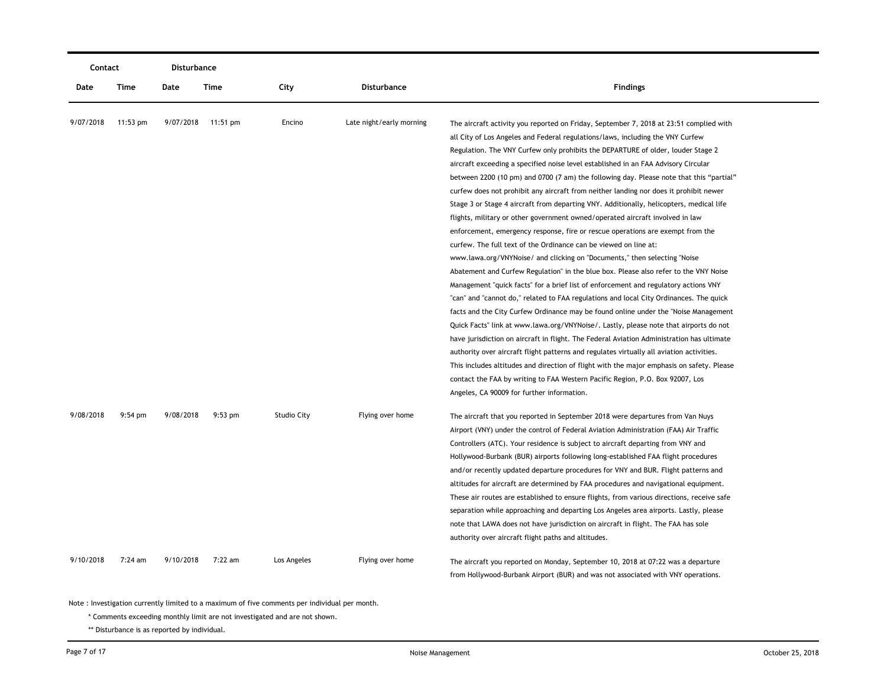| Contact | | Disturbance | | | | |
|---|---|---|---|---|---|---|
| Date | Time | Date | Time | City | Disturbance | Findings |
| 9/07/2018 | 11:53 pm | 9/07/2018 | 11:51 pm | Encino | Late night/early morning | The aircraft activity you reported on Friday, September 7, 2018 at 23:51 complied with all City of Los Angeles and Federal regulations/laws, including the VNY Curfew Regulation. The VNY Curfew only prohibits the DEPARTURE of older, louder Stage 2 aircraft exceeding a specified noise level established in an FAA Advisory Circular between 2200 (10 pm) and 0700 (7 am) the following day. Please note that this "partial" curfew does not prohibit any aircraft from neither landing nor does it prohibit newer Stage 3 or Stage 4 aircraft from departing VNY. Additionally, helicopters, medical life flights, military or other government owned/operated aircraft involved in law enforcement, emergency response, fire or rescue operations are exempt from the curfew. The full text of the Ordinance can be viewed on line at: www.lawa.org/VNYNoise/ and clicking on "Documents," then selecting "Noise Abatement and Curfew Regulation" in the blue box. Please also refer to the VNY Noise Management "quick facts" for a brief list of enforcement and regulatory actions VNY "can" and "cannot do," related to FAA regulations and local City Ordinances. The quick facts and the City Curfew Ordinance may be found online under the "Noise Management Quick Facts" link at www.lawa.org/VNYNoise/. Lastly, please note that airports do not have jurisdiction on aircraft in flight. The Federal Aviation Administration has ultimate authority over aircraft flight patterns and regulates virtually all aviation activities. This includes altitudes and direction of flight with the major emphasis on safety. Please contact the FAA by writing to FAA Western Pacific Region, P.O. Box 92007, Los Angeles, CA 90009 for further information. |
| 9/08/2018 | 9:54 pm | 9/08/2018 | 9:53 pm | Studio City | Flying over home | The aircraft that you reported in September 2018 were departures from Van Nuys Airport (VNY) under the control of Federal Aviation Administration (FAA) Air Traffic Controllers (ATC). Your residence is subject to aircraft departing from VNY and Hollywood-Burbank (BUR) airports following long-established FAA flight procedures and/or recently updated departure procedures for VNY and BUR. Flight patterns and altitudes for aircraft are determined by FAA procedures and navigational equipment. These air routes are established to ensure flights, from various directions, receive safe separation while approaching and departing Los Angeles area airports. Lastly, please note that LAWA does not have jurisdiction on aircraft in flight. The FAA has sole authority over aircraft flight paths and altitudes. |
| 9/10/2018 | 7:24 am | 9/10/2018 | 7:22 am | Los Angeles | Flying over home | The aircraft you reported on Monday, September 10, 2018 at 07:22 was a departure from Hollywood-Burbank Airport (BUR) and was not associated with VNY operations. |

Note : Investigation currently limited to a maximum of five comments per individual per month.

\* Comments exceeding monthly limit are not investigated and are not shown.

\*\* Disturbance is as reported by individual.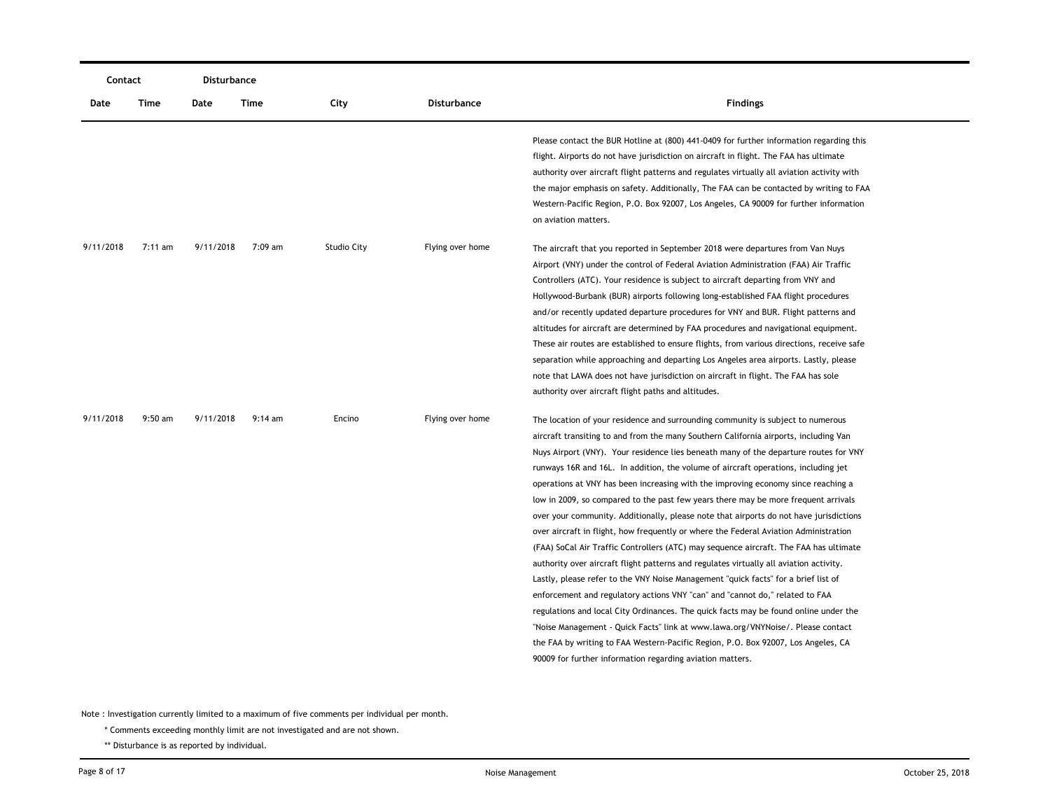| Contact | | Disturbance | | | | |
|---|---|---|---|---|---|---|
| Date | Time | Date | Time | City | Disturbance | Findings |
| | | | | | | Please contact the BUR Hotline at (800) 441-0409 for further information regarding this flight. Airports do not have jurisdiction on aircraft in flight. The FAA has ultimate authority over aircraft flight patterns and regulates virtually all aviation activity with the major emphasis on safety. Additionally, The FAA can be contacted by writing to FAA Western-Pacific Region, P.O. Box 92007, Los Angeles, CA 90009 for further information on aviation matters. |
| 9/11/2018 | 7:11 am | 9/11/2018 | 7:09 am | Studio City | Flying over home | The aircraft that you reported in September 2018 were departures from Van Nuys Airport (VNY) under the control of Federal Aviation Administration (FAA) Air Traffic Controllers (ATC). Your residence is subject to aircraft departing from VNY and Hollywood-Burbank (BUR) airports following long-established FAA flight procedures and/or recently updated departure procedures for VNY and BUR. Flight patterns and altitudes for aircraft are determined by FAA procedures and navigational equipment. These air routes are established to ensure flights, from various directions, receive safe separation while approaching and departing Los Angeles area airports. Lastly, please note that LAWA does not have jurisdiction on aircraft in flight. The FAA has sole authority over aircraft flight paths and altitudes. |
| 9/11/2018 | 9:50 am | 9/11/2018 | 9:14 am | Encino | Flying over home | The location of your residence and surrounding community is subject to numerous aircraft transiting to and from the many Southern California airports, including Van Nuys Airport (VNY). Your residence lies beneath many of the departure routes for VNY runways 16R and 16L. In addition, the volume of aircraft operations, including jet operations at VNY has been increasing with the improving economy since reaching a low in 2009, so compared to the past few years there may be more frequent arrivals over your community. Additionally, please note that airports do not have jurisdictions over aircraft in flight, how frequently or where the Federal Aviation Administration (FAA) SoCal Air Traffic Controllers (ATC) may sequence aircraft. The FAA has ultimate authority over aircraft flight patterns and regulates virtually all aviation activity. Lastly, please refer to the VNY Noise Management "quick facts" for a brief list of enforcement and regulatory actions VNY "can" and "cannot do," related to FAA regulations and local City Ordinances. The quick facts may be found online under the "Noise Management - Quick Facts" link at www.lawa.org/VNYNoise/. Please contact the FAA by writing to FAA Western-Pacific Region, P.O. Box 92007, Los Angeles, CA 90009 for further information regarding aviation matters. |

Note : Investigation currently limited to a maximum of five comments per individual per month.

* Comments exceeding monthly limit are not investigated and are not shown.

** Disturbance is as reported by individual.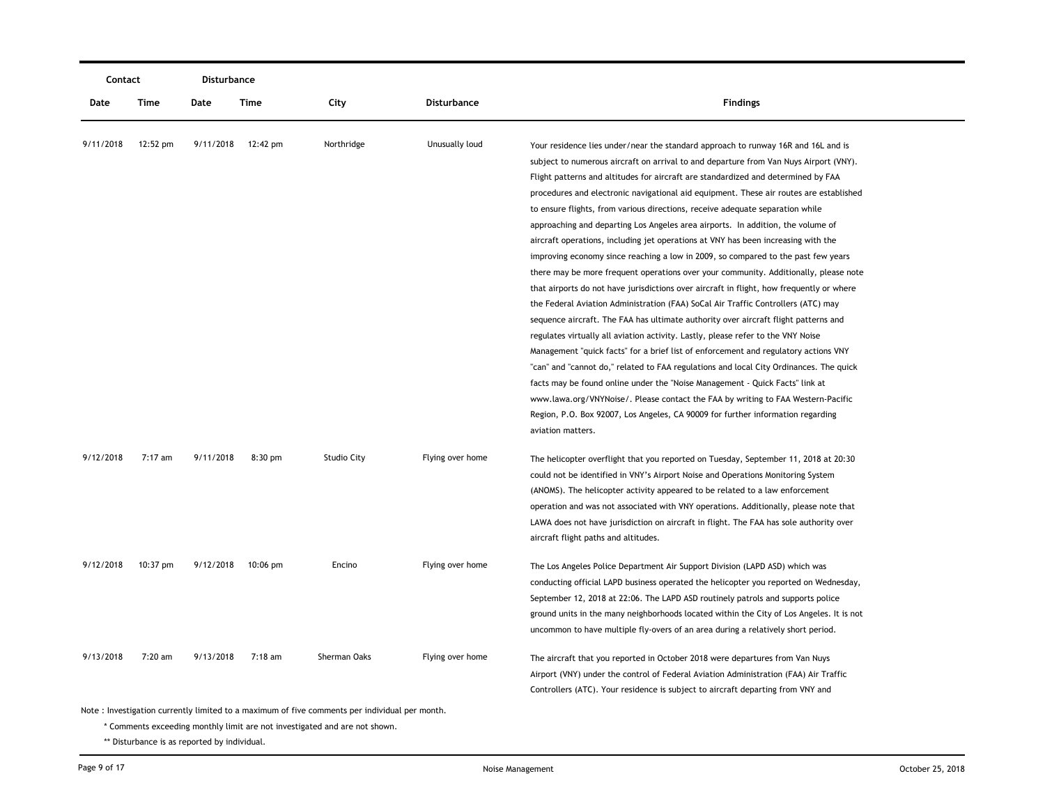| Contact | | Disturbance | | | | |
|---|---|---|---|---|---|---|
| Date | Time | Date | Time | City | Disturbance | Findings |
| 9/11/2018 | 12:52 pm | 9/11/2018 | 12:42 pm | Northridge | Unusually loud | Your residence lies under/near the standard approach to runway 16R and 16L and is subject to numerous aircraft on arrival to and departure from Van Nuys Airport (VNY). Flight patterns and altitudes for aircraft are standardized and determined by FAA procedures and electronic navigational aid equipment. These air routes are established to ensure flights, from various directions, receive adequate separation while approaching and departing Los Angeles area airports. In addition, the volume of aircraft operations, including jet operations at VNY has been increasing with the improving economy since reaching a low in 2009, so compared to the past few years there may be more frequent operations over your community. Additionally, please note that airports do not have jurisdictions over aircraft in flight, how frequently or where the Federal Aviation Administration (FAA) SoCal Air Traffic Controllers (ATC) may sequence aircraft. The FAA has ultimate authority over aircraft flight patterns and regulates virtually all aviation activity. Lastly, please refer to the VNY Noise Management "quick facts" for a brief list of enforcement and regulatory actions VNY "can" and "cannot do," related to FAA regulations and local City Ordinances. The quick facts may be found online under the "Noise Management - Quick Facts" link at www.lawa.org/VNYNoise/. Please contact the FAA by writing to FAA Western-Pacific Region, P.O. Box 92007, Los Angeles, CA 90009 for further information regarding aviation matters. |
| 9/12/2018 | 7:17 am | 9/11/2018 | 8:30 pm | Studio City | Flying over home | The helicopter overflight that you reported on Tuesday, September 11, 2018 at 20:30 could not be identified in VNY's Airport Noise and Operations Monitoring System (ANOMS). The helicopter activity appeared to be related to a law enforcement operation and was not associated with VNY operations. Additionally, please note that LAWA does not have jurisdiction on aircraft in flight. The FAA has sole authority over aircraft flight paths and altitudes. |
| 9/12/2018 | 10:37 pm | 9/12/2018 | 10:06 pm | Encino | Flying over home | The Los Angeles Police Department Air Support Division (LAPD ASD) which was conducting official LAPD business operated the helicopter you reported on Wednesday, September 12, 2018 at 22:06. The LAPD ASD routinely patrols and supports police ground units in the many neighborhoods located within the City of Los Angeles. It is not uncommon to have multiple fly-overs of an area during a relatively short period. |
| 9/13/2018 | 7:20 am | 9/13/2018 | 7:18 am | Sherman Oaks | Flying over home | The aircraft that you reported in October 2018 were departures from Van Nuys Airport (VNY) under the control of Federal Aviation Administration (FAA) Air Traffic Controllers (ATC). Your residence is subject to aircraft departing from VNY and |

Note : Investigation currently limited to a maximum of five comments per individual per month.

\* Comments exceeding monthly limit are not investigated and are not shown.

\*\* Disturbance is as reported by individual.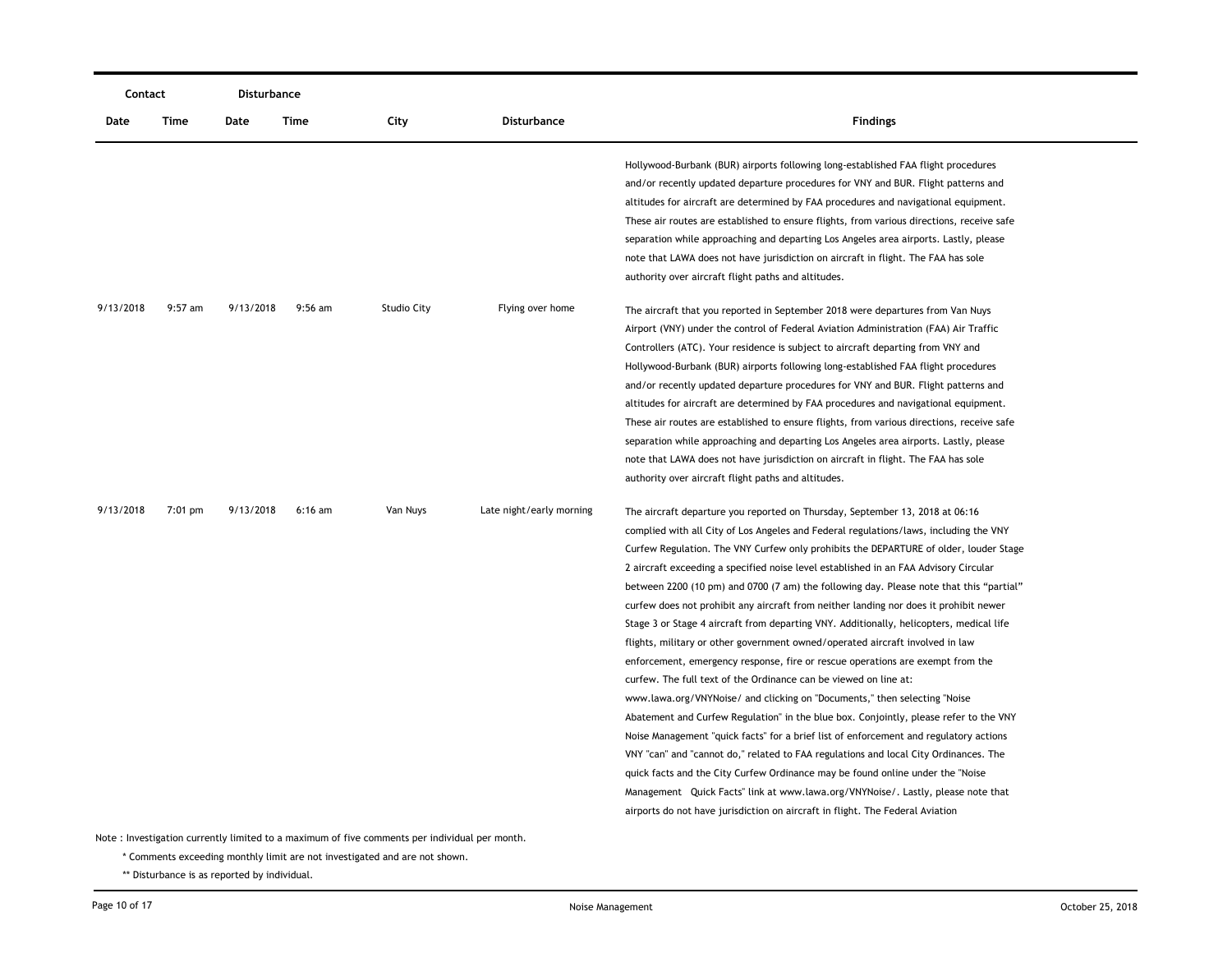| Contact | | Disturbance | | | | |
|---|---|---|---|---|---|---|
| Date | Time | Date | Time | City | Disturbance | Findings |
| | | | | | | Hollywood-Burbank (BUR) airports following long-established FAA flight procedures and/or recently updated departure procedures for VNY and BUR. Flight patterns and altitudes for aircraft are determined by FAA procedures and navigational equipment. These air routes are established to ensure flights, from various directions, receive safe separation while approaching and departing Los Angeles area airports. Lastly, please note that LAWA does not have jurisdiction on aircraft in flight. The FAA has sole authority over aircraft flight paths and altitudes. |
| 9/13/2018 | 9:57 am | 9/13/2018 | 9:56 am | Studio City | Flying over home | The aircraft that you reported in September 2018 were departures from Van Nuys Airport (VNY) under the control of Federal Aviation Administration (FAA) Air Traffic Controllers (ATC). Your residence is subject to aircraft departing from VNY and Hollywood-Burbank (BUR) airports following long-established FAA flight procedures and/or recently updated departure procedures for VNY and BUR. Flight patterns and altitudes for aircraft are determined by FAA procedures and navigational equipment. These air routes are established to ensure flights, from various directions, receive safe separation while approaching and departing Los Angeles area airports. Lastly, please note that LAWA does not have jurisdiction on aircraft in flight. The FAA has sole authority over aircraft flight paths and altitudes. |
| 9/13/2018 | 7:01 pm | 9/13/2018 | 6:16 am | Van Nuys | Late night/early morning | The aircraft departure you reported on Thursday, September 13, 2018 at 06:16 complied with all City of Los Angeles and Federal regulations/laws, including the VNY Curfew Regulation. The VNY Curfew only prohibits the DEPARTURE of older, louder Stage 2 aircraft exceeding a specified noise level established in an FAA Advisory Circular between 2200 (10 pm) and 0700 (7 am) the following day. Please note that this "partial" curfew does not prohibit any aircraft from neither landing nor does it prohibit newer Stage 3 or Stage 4 aircraft from departing VNY. Additionally, helicopters, medical life flights, military or other government owned/operated aircraft involved in law enforcement, emergency response, fire or rescue operations are exempt from the curfew. The full text of the Ordinance can be viewed on line at: www.lawa.org/VNYNoise/ and clicking on "Documents," then selecting "Noise Abatement and Curfew Regulation" in the blue box. Conjointly, please refer to the VNY Noise Management "quick facts" for a brief list of enforcement and regulatory actions VNY "can" and "cannot do," related to FAA regulations and local City Ordinances. The quick facts and the City Curfew Ordinance may be found online under the "Noise Management Quick Facts" link at www.lawa.org/VNYNoise/. Lastly, please note that airports do not have jurisdiction on aircraft in flight. The Federal Aviation |

Note : Investigation currently limited to a maximum of five comments per individual per month.

\* Comments exceeding monthly limit are not investigated and are not shown.

\*\* Disturbance is as reported by individual.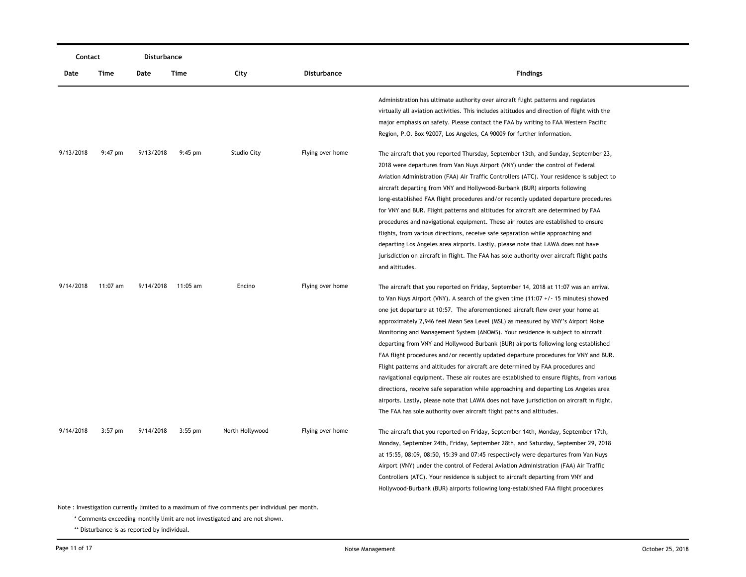| Contact | | Disturbance | | | | |
|---|---|---|---|---|---|---|
| Date | Time | Date | Time | City | Disturbance | Findings |
| | | | | | | Administration has ultimate authority over aircraft flight patterns and regulates virtually all aviation activities. This includes altitudes and direction of flight with the major emphasis on safety. Please contact the FAA by writing to FAA Western Pacific Region, P.O. Box 92007, Los Angeles, CA 90009 for further information. |
| 9/13/2018 | 9:47 pm | 9/13/2018 | 9:45 pm | Studio City | Flying over home | The aircraft that you reported Thursday, September 13th, and Sunday, September 23, 2018 were departures from Van Nuys Airport (VNY) under the control of Federal Aviation Administration (FAA) Air Traffic Controllers (ATC). Your residence is subject to aircraft departing from VNY and Hollywood-Burbank (BUR) airports following long-established FAA flight procedures and/or recently updated departure procedures for VNY and BUR. Flight patterns and altitudes for aircraft are determined by FAA procedures and navigational equipment. These air routes are established to ensure flights, from various directions, receive safe separation while approaching and departing Los Angeles area airports. Lastly, please note that LAWA does not have jurisdiction on aircraft in flight. The FAA has sole authority over aircraft flight paths and altitudes. |
| 9/14/2018 | 11:07 am | 9/14/2018 | 11:05 am | Encino | Flying over home | The aircraft that you reported on Friday, September 14, 2018 at 11:07 was an arrival to Van Nuys Airport (VNY). A search of the given time (11:07 +/- 15 minutes) showed one jet departure at 10:57. The aforementioned aircraft flew over your home at approximately 2,946 feel Mean Sea Level (MSL) as measured by VNY's Airport Noise Monitoring and Management System (ANOMS). Your residence is subject to aircraft departing from VNY and Hollywood-Burbank (BUR) airports following long-established FAA flight procedures and/or recently updated departure procedures for VNY and BUR. Flight patterns and altitudes for aircraft are determined by FAA procedures and navigational equipment. These air routes are established to ensure flights, from various directions, receive safe separation while approaching and departing Los Angeles area airports. Lastly, please note that LAWA does not have jurisdiction on aircraft in flight. The FAA has sole authority over aircraft flight paths and altitudes. |
| 9/14/2018 | 3:57 pm | 9/14/2018 | 3:55 pm | North Hollywood | Flying over home | The aircraft that you reported on Friday, September 14th, Monday, September 17th, Monday, September 24th, Friday, September 28th, and Saturday, September 29, 2018 at 15:55, 08:09, 08:50, 15:39 and 07:45 respectively were departures from Van Nuys Airport (VNY) under the control of Federal Aviation Administration (FAA) Air Traffic Controllers (ATC). Your residence is subject to aircraft departing from VNY and Hollywood-Burbank (BUR) airports following long-established FAA flight procedures |

Note : Investigation currently limited to a maximum of five comments per individual per month.

* Comments exceeding monthly limit are not investigated and are not shown.

** Disturbance is as reported by individual.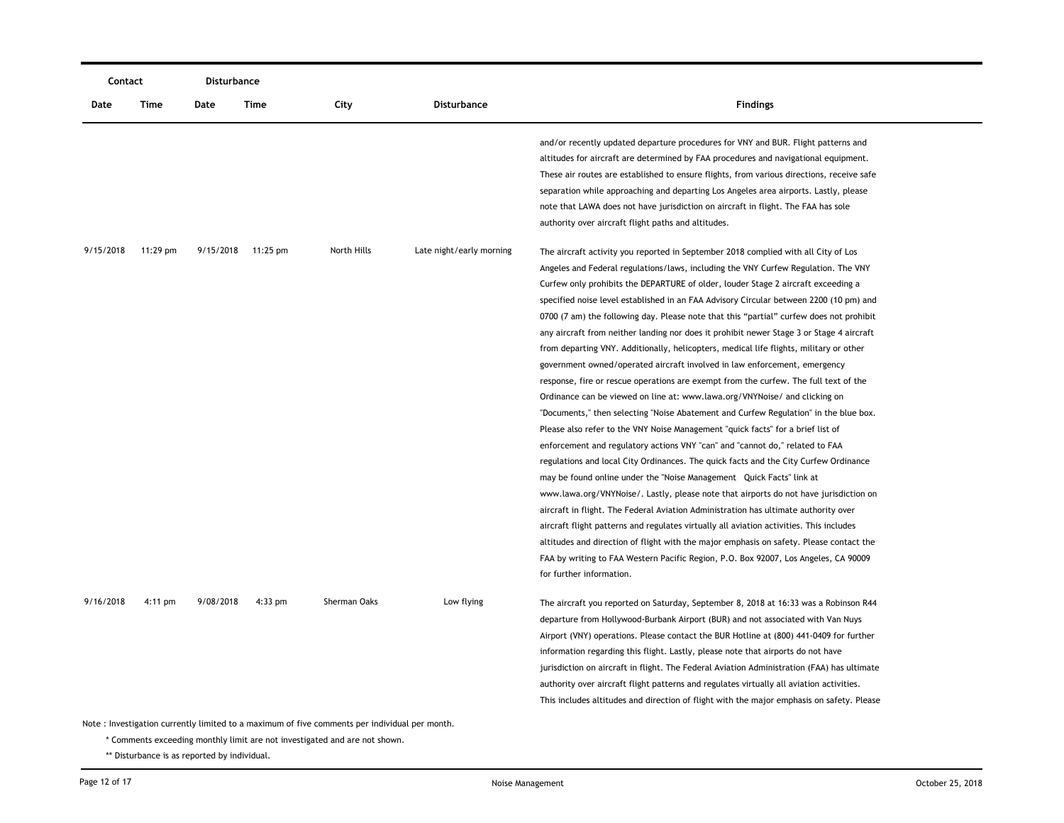| Contact | | Disturbance | | | | |
|---|---|---|---|---|---|---|
| Date | Time | Date | Time | City | Disturbance | Findings |
| | | | | | | and/or recently updated departure procedures for VNY and BUR. Flight patterns and altitudes for aircraft are determined by FAA procedures and navigational equipment. These air routes are established to ensure flights, from various directions, receive safe separation while approaching and departing Los Angeles area airports. Lastly, please note that LAWA does not have jurisdiction on aircraft in flight. The FAA has sole authority over aircraft flight paths and altitudes. |
| 9/15/2018 | 11:29 pm | 9/15/2018 | 11:25 pm | North Hills | Late night/early morning | The aircraft activity you reported in September 2018 complied with all City of Los Angeles and Federal regulations/laws, including the VNY Curfew Regulation. The VNY Curfew only prohibits the DEPARTURE of older, louder Stage 2 aircraft exceeding a specified noise level established in an FAA Advisory Circular between 2200 (10 pm) and 0700 (7 am) the following day. Please note that this "partial" curfew does not prohibit any aircraft from neither landing nor does it prohibit newer Stage 3 or Stage 4 aircraft from departing VNY. Additionally, helicopters, medical life flights, military or other government owned/operated aircraft involved in law enforcement, emergency response, fire or rescue operations are exempt from the curfew. The full text of the Ordinance can be viewed on line at: www.lawa.org/VNYNoise/ and clicking on "Documents," then selecting "Noise Abatement and Curfew Regulation" in the blue box. Please also refer to the VNY Noise Management "quick facts" for a brief list of enforcement and regulatory actions VNY "can" and "cannot do," related to FAA regulations and local City Ordinances. The quick facts and the City Curfew Ordinance may be found online under the "Noise Management Quick Facts" link at www.lawa.org/VNYNoise/. Lastly, please note that airports do not have jurisdiction on aircraft in flight. The Federal Aviation Administration has ultimate authority over aircraft flight patterns and regulates virtually all aviation activities. This includes altitudes and direction of flight with the major emphasis on safety. Please contact the FAA by writing to FAA Western Pacific Region, P.O. Box 92007, Los Angeles, CA 90009 for further information. |
| 9/16/2018 | 4:11 pm | 9/08/2018 | 4:33 pm | Sherman Oaks | Low flying | The aircraft you reported on Saturday, September 8, 2018 at 16:33 was a Robinson R44 departure from Hollywood-Burbank Airport (BUR) and not associated with Van Nuys Airport (VNY) operations. Please contact the BUR Hotline at (800) 441-0409 for further information regarding this flight. Lastly, please note that airports do not have jurisdiction on aircraft in flight. The Federal Aviation Administration (FAA) has ultimate authority over aircraft flight patterns and regulates virtually all aviation activities. This includes altitudes and direction of flight with the major emphasis on safety. Please |

Note : Investigation currently limited to a maximum of five comments per individual per month.

\* Comments exceeding monthly limit are not investigated and are not shown.

\*\* Disturbance is as reported by individual.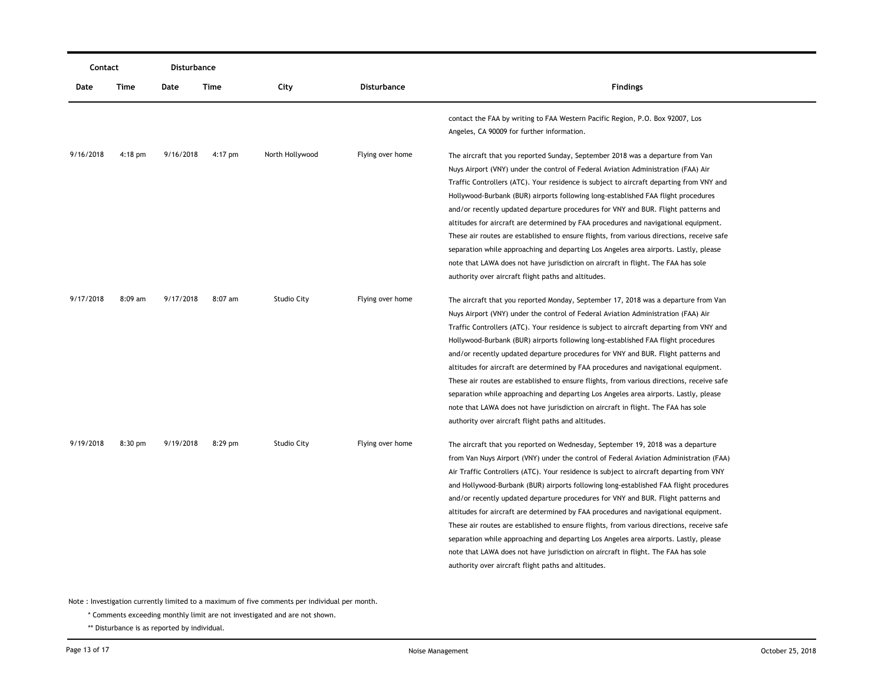| Contact | | Disturbance | | | | |
|---|---|---|---|---|---|---|
| Date | Time | Date | Time | City | Disturbance | Findings |
| | | | | | | contact the FAA by writing to FAA Western Pacific Region, P.O. Box 92007, Los Angeles, CA 90009 for further information. |
| 9/16/2018 | 4:18 pm | 9/16/2018 | 4:17 pm | North Hollywood | Flying over home | The aircraft that you reported Sunday, September 2018 was a departure from Van Nuys Airport (VNY) under the control of Federal Aviation Administration (FAA) Air Traffic Controllers (ATC). Your residence is subject to aircraft departing from VNY and Hollywood-Burbank (BUR) airports following long-established FAA flight procedures and/or recently updated departure procedures for VNY and BUR. Flight patterns and altitudes for aircraft are determined by FAA procedures and navigational equipment. These air routes are established to ensure flights, from various directions, receive safe separation while approaching and departing Los Angeles area airports. Lastly, please note that LAWA does not have jurisdiction on aircraft in flight. The FAA has sole authority over aircraft flight paths and altitudes. |
| 9/17/2018 | 8:09 am | 9/17/2018 | 8:07 am | Studio City | Flying over home | The aircraft that you reported Monday, September 17, 2018 was a departure from Van Nuys Airport (VNY) under the control of Federal Aviation Administration (FAA) Air Traffic Controllers (ATC). Your residence is subject to aircraft departing from VNY and Hollywood-Burbank (BUR) airports following long-established FAA flight procedures and/or recently updated departure procedures for VNY and BUR. Flight patterns and altitudes for aircraft are determined by FAA procedures and navigational equipment. These air routes are established to ensure flights, from various directions, receive safe separation while approaching and departing Los Angeles area airports. Lastly, please note that LAWA does not have jurisdiction on aircraft in flight. The FAA has sole authority over aircraft flight paths and altitudes. |
| 9/19/2018 | 8:30 pm | 9/19/2018 | 8:29 pm | Studio City | Flying over home | The aircraft that you reported on Wednesday, September 19, 2018 was a departure from Van Nuys Airport (VNY) under the control of Federal Aviation Administration (FAA) Air Traffic Controllers (ATC). Your residence is subject to aircraft departing from VNY and Hollywood-Burbank (BUR) airports following long-established FAA flight procedures and/or recently updated departure procedures for VNY and BUR. Flight patterns and altitudes for aircraft are determined by FAA procedures and navigational equipment. These air routes are established to ensure flights, from various directions, receive safe separation while approaching and departing Los Angeles area airports. Lastly, please note that LAWA does not have jurisdiction on aircraft in flight. The FAA has sole authority over aircraft flight paths and altitudes. |

Note : Investigation currently limited to a maximum of five comments per individual per month.

\* Comments exceeding monthly limit are not investigated and are not shown.

\** Disturbance is as reported by individual.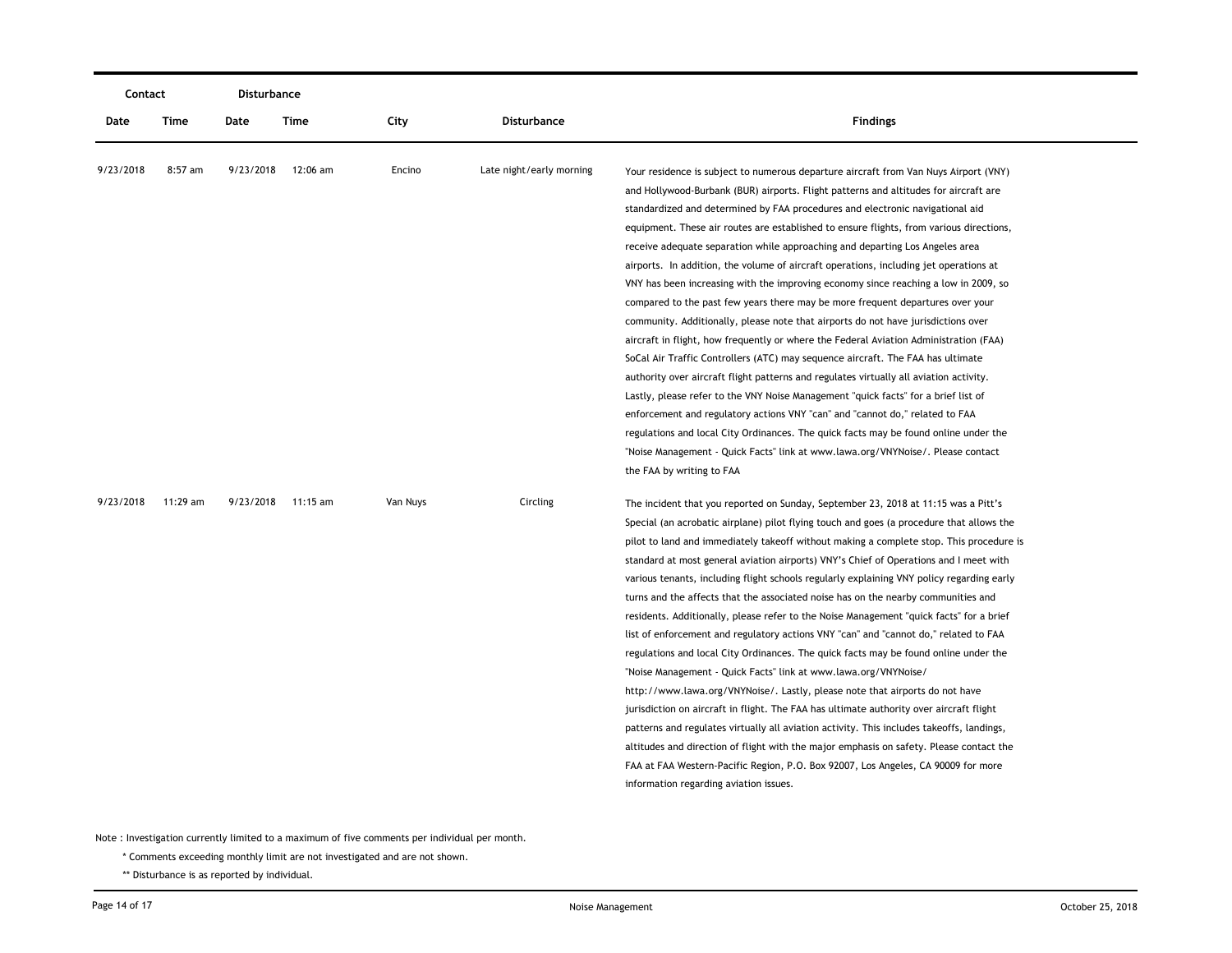| Contact | | Disturbance | | | | |
|---|---|---|---|---|---|---|
| Date | Time | Date | Time | City | Disturbance | Findings |
| 9/23/2018 | 8:57 am | 9/23/2018 | 12:06 am | Encino | Late night/early morning | Your residence is subject to numerous departure aircraft from Van Nuys Airport (VNY) and Hollywood-Burbank (BUR) airports. Flight patterns and altitudes for aircraft are standardized and determined by FAA procedures and electronic navigational aid equipment. These air routes are established to ensure flights, from various directions, receive adequate separation while approaching and departing Los Angeles area airports. In addition, the volume of aircraft operations, including jet operations at VNY has been increasing with the improving economy since reaching a low in 2009, so compared to the past few years there may be more frequent departures over your community. Additionally, please note that airports do not have jurisdictions over aircraft in flight, how frequently or where the Federal Aviation Administration (FAA) SoCal Air Traffic Controllers (ATC) may sequence aircraft. The FAA has ultimate authority over aircraft flight patterns and regulates virtually all aviation activity. Lastly, please refer to the VNY Noise Management "quick facts" for a brief list of enforcement and regulatory actions VNY "can" and "cannot do," related to FAA regulations and local City Ordinances. The quick facts may be found online under the "Noise Management - Quick Facts" link at www.lawa.org/VNYNoise/. Please contact the FAA by writing to FAA |
| 9/23/2018 | 11:29 am | 9/23/2018 | 11:15 am | Van Nuys | Circling | The incident that you reported on Sunday, September 23, 2018 at 11:15 was a Pitt's Special (an acrobatic airplane) pilot flying touch and goes (a procedure that allows the pilot to land and immediately takeoff without making a complete stop. This procedure is standard at most general aviation airports) VNY's Chief of Operations and I meet with various tenants, including flight schools regularly explaining VNY policy regarding early turns and the affects that the associated noise has on the nearby communities and residents. Additionally, please refer to the Noise Management "quick facts" for a brief list of enforcement and regulatory actions VNY "can" and "cannot do," related to FAA regulations and local City Ordinances. The quick facts may be found online under the "Noise Management - Quick Facts" link at www.lawa.org/VNYNoise/ http://www.lawa.org/VNYNoise/. Lastly, please note that airports do not have jurisdiction on aircraft in flight. The FAA has ultimate authority over aircraft flight patterns and regulates virtually all aviation activity. This includes takeoffs, landings, altitudes and direction of flight with the major emphasis on safety. Please contact the FAA at FAA Western-Pacific Region, P.O. Box 92007, Los Angeles, CA 90009 for more information regarding aviation issues. |

Note : Investigation currently limited to a maximum of five comments per individual per month.

\* Comments exceeding monthly limit are not investigated and are not shown.

\*\* Disturbance is as reported by individual.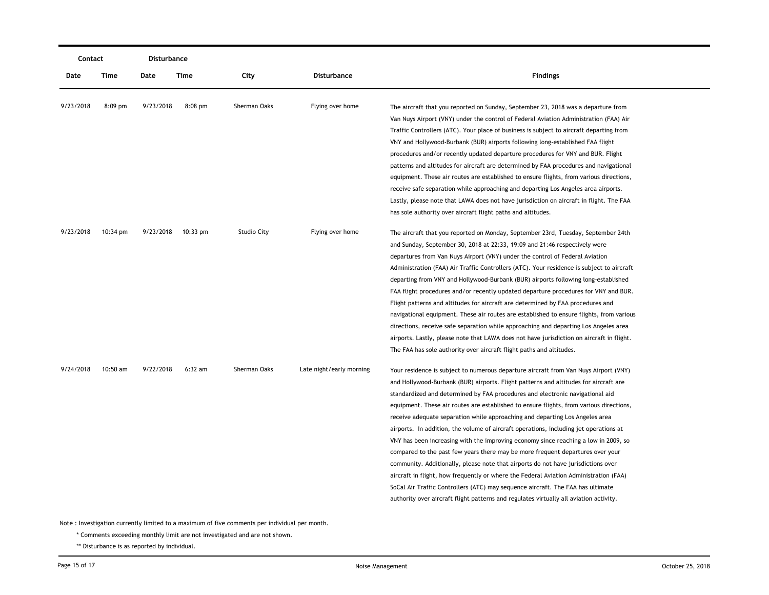| Contact | | Disturbance | | | | |
|---|---|---|---|---|---|---|
| Date | Time | Date | Time | City | Disturbance | Findings |
| 9/23/2018 | 8:09 pm | 9/23/2018 | 8:08 pm | Sherman Oaks | Flying over home | The aircraft that you reported on Sunday, September 23, 2018 was a departure from Van Nuys Airport (VNY) under the control of Federal Aviation Administration (FAA) Air Traffic Controllers (ATC). Your place of business is subject to aircraft departing from VNY and Hollywood-Burbank (BUR) airports following long-established FAA flight procedures and/or recently updated departure procedures for VNY and BUR. Flight patterns and altitudes for aircraft are determined by FAA procedures and navigational equipment. These air routes are established to ensure flights, from various directions, receive safe separation while approaching and departing Los Angeles area airports. Lastly, please note that LAWA does not have jurisdiction on aircraft in flight. The FAA has sole authority over aircraft flight paths and altitudes. |
| 9/23/2018 | 10:34 pm | 9/23/2018 | 10:33 pm | Studio City | Flying over home | The aircraft that you reported on Monday, September 23rd, Tuesday, September 24th and Sunday, September 30, 2018 at 22:33, 19:09 and 21:46 respectively were departures from Van Nuys Airport (VNY) under the control of Federal Aviation Administration (FAA) Air Traffic Controllers (ATC). Your residence is subject to aircraft departing from VNY and Hollywood-Burbank (BUR) airports following long-established FAA flight procedures and/or recently updated departure procedures for VNY and BUR. Flight patterns and altitudes for aircraft are determined by FAA procedures and navigational equipment. These air routes are established to ensure flights, from various directions, receive safe separation while approaching and departing Los Angeles area airports. Lastly, please note that LAWA does not have jurisdiction on aircraft in flight. The FAA has sole authority over aircraft flight paths and altitudes. |
| 9/24/2018 | 10:50 am | 9/22/2018 | 6:32 am | Sherman Oaks | Late night/early morning | Your residence is subject to numerous departure aircraft from Van Nuys Airport (VNY) and Hollywood-Burbank (BUR) airports. Flight patterns and altitudes for aircraft are standardized and determined by FAA procedures and electronic navigational aid equipment. These air routes are established to ensure flights, from various directions, receive adequate separation while approaching and departing Los Angeles area airports. In addition, the volume of aircraft operations, including jet operations at VNY has been increasing with the improving economy since reaching a low in 2009, so compared to the past few years there may be more frequent departures over your community. Additionally, please note that airports do not have jurisdictions over aircraft in flight, how frequently or where the Federal Aviation Administration (FAA) SoCal Air Traffic Controllers (ATC) may sequence aircraft. The FAA has ultimate authority over aircraft flight patterns and regulates virtually all aviation activity. |

Note : Investigation currently limited to a maximum of five comments per individual per month.

\* Comments exceeding monthly limit are not investigated and are not shown.

\*\* Disturbance is as reported by individual.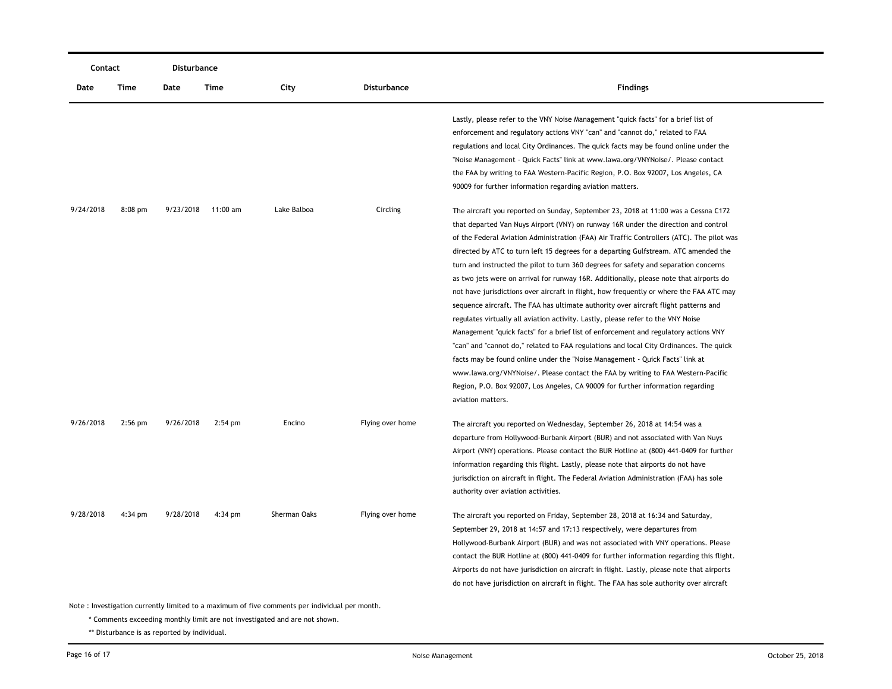| Contact | | Disturbance | | | | |
|---|---|---|---|---|---|---|
| Date | Time | Date | Time | City | Disturbance | Findings |
| | | | | | | Lastly, please refer to the VNY Noise Management "quick facts" for a brief list of enforcement and regulatory actions VNY "can" and "cannot do," related to FAA regulations and local City Ordinances. The quick facts may be found online under the "Noise Management - Quick Facts" link at www.lawa.org/VNYNoise/. Please contact the FAA by writing to FAA Western-Pacific Region, P.O. Box 92007, Los Angeles, CA 90009 for further information regarding aviation matters. |
| 9/24/2018 | 8:08 pm | 9/23/2018 | 11:00 am | Lake Balboa | Circling | The aircraft you reported on Sunday, September 23, 2018 at 11:00 was a Cessna C172 that departed Van Nuys Airport (VNY) on runway 16R under the direction and control of the Federal Aviation Administration (FAA) Air Traffic Controllers (ATC). The pilot was directed by ATC to turn left 15 degrees for a departing Gulfstream. ATC amended the turn and instructed the pilot to turn 360 degrees for safety and separation concerns as two jets were on arrival for runway 16R. Additionally, please note that airports do not have jurisdictions over aircraft in flight, how frequently or where the FAA ATC may sequence aircraft. The FAA has ultimate authority over aircraft flight patterns and regulates virtually all aviation activity. Lastly, please refer to the VNY Noise Management "quick facts" for a brief list of enforcement and regulatory actions VNY "can" and "cannot do," related to FAA regulations and local City Ordinances. The quick facts may be found online under the "Noise Management - Quick Facts" link at www.lawa.org/VNYNoise/. Please contact the FAA by writing to FAA Western-Pacific Region, P.O. Box 92007, Los Angeles, CA 90009 for further information regarding aviation matters. |
| 9/26/2018 | 2:56 pm | 9/26/2018 | 2:54 pm | Encino | Flying over home | The aircraft you reported on Wednesday, September 26, 2018 at 14:54 was a departure from Hollywood-Burbank Airport (BUR) and not associated with Van Nuys Airport (VNY) operations. Please contact the BUR Hotline at (800) 441-0409 for further information regarding this flight. Lastly, please note that airports do not have jurisdiction on aircraft in flight. The Federal Aviation Administration (FAA) has sole authority over aviation activities. |
| 9/28/2018 | 4:34 pm | 9/28/2018 | 4:34 pm | Sherman Oaks | Flying over home | The aircraft you reported on Friday, September 28, 2018 at 16:34 and Saturday, September 29, 2018 at 14:57 and 17:13 respectively, were departures from Hollywood-Burbank Airport (BUR) and was not associated with VNY operations. Please contact the BUR Hotline at (800) 441-0409 for further information regarding this flight. Airports do not have jurisdiction on aircraft in flight. Lastly, please note that airports do not have jurisdiction on aircraft in flight. The FAA has sole authority over aircraft |

Note : Investigation currently limited to a maximum of five comments per individual per month.

\* Comments exceeding monthly limit are not investigated and are not shown.

\*\* Disturbance is as reported by individual.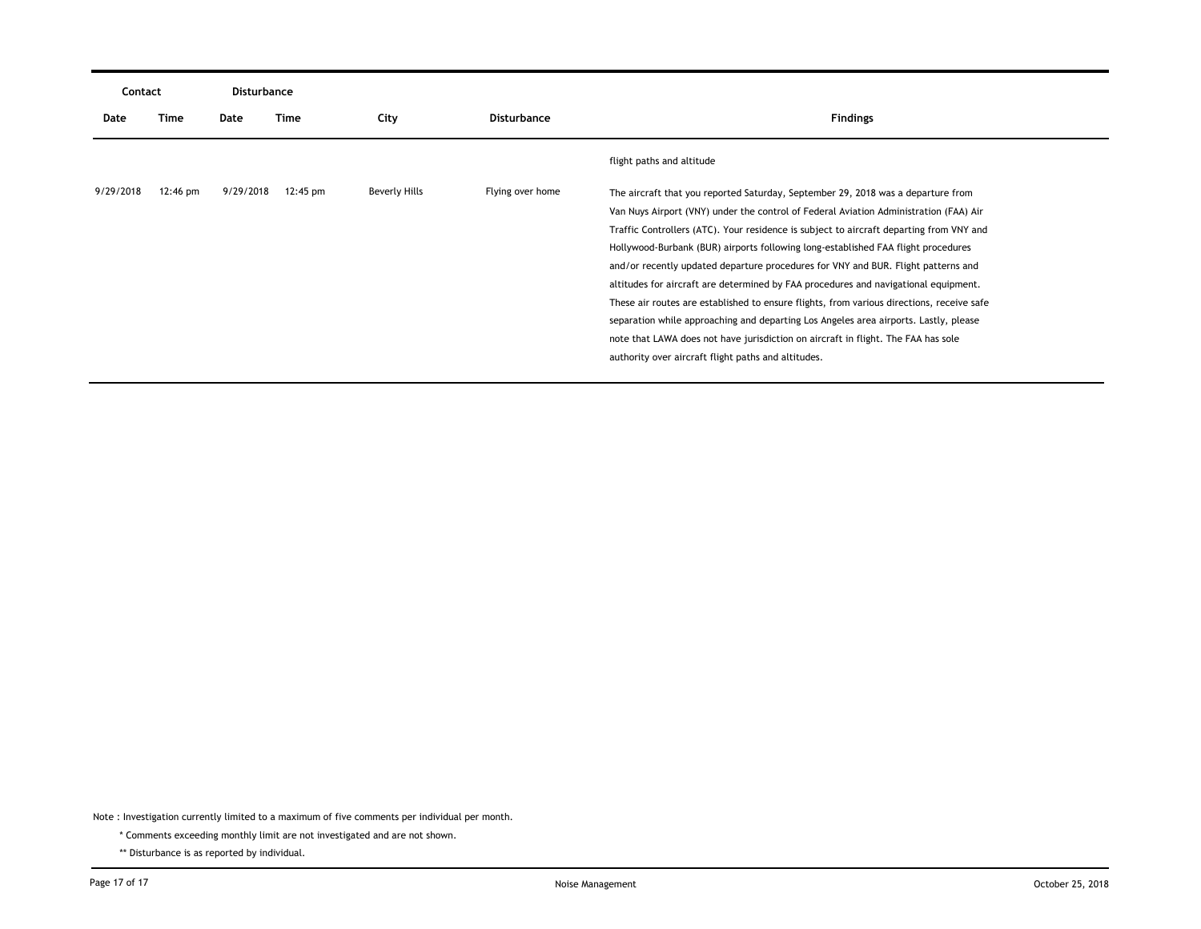| Contact | | Disturbance | | | | |
|---|---|---|---|---|---|---|
| Date | Time | Date | Time | City | Disturbance | Findings |
| | | | | | | flight paths and altitude |
| 9/29/2018 | 12:46 pm | 9/29/2018 | 12:45 pm | Beverly Hills | Flying over home | The aircraft that you reported Saturday, September 29, 2018 was a departure from Van Nuys Airport (VNY) under the control of Federal Aviation Administration (FAA) Air Traffic Controllers (ATC). Your residence is subject to aircraft departing from VNY and Hollywood-Burbank (BUR) airports following long-established FAA flight procedures and/or recently updated departure procedures for VNY and BUR. Flight patterns and altitudes for aircraft are determined by FAA procedures and navigational equipment. These air routes are established to ensure flights, from various directions, receive safe separation while approaching and departing Los Angeles area airports. Lastly, please note that LAWA does not have jurisdiction on aircraft in flight. The FAA has sole authority over aircraft flight paths and altitudes. |

Note : Investigation currently limited to a maximum of five comments per individual per month.

\* Comments exceeding monthly limit are not investigated and are not shown.

\*\* Disturbance is as reported by individual.